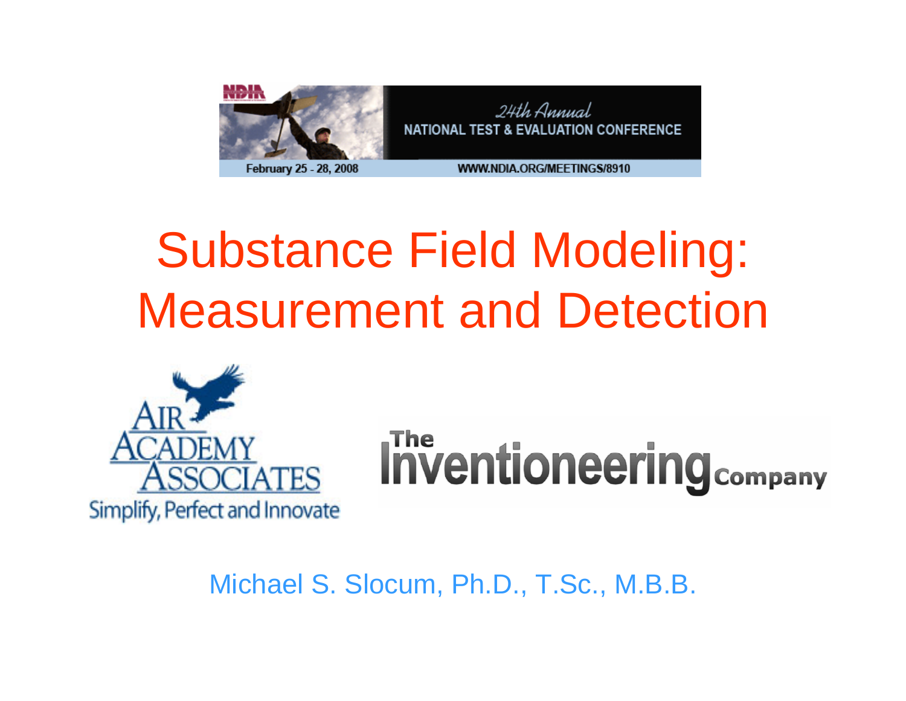24th Annual
NATIONAL TEST & EVALUATION CONFERENCE

February 25 - 28, 2008

WWW.NDIA.ORG/MEETINGS/8910

# Substance Field Modeling: Measurement and Detection

AIR ACADEMY ASSOCIATES

Simplify, Perfect and Innovate

The Inventioneering Company

Michael S. Slocum, Ph.D., T.Sc., M.B.B.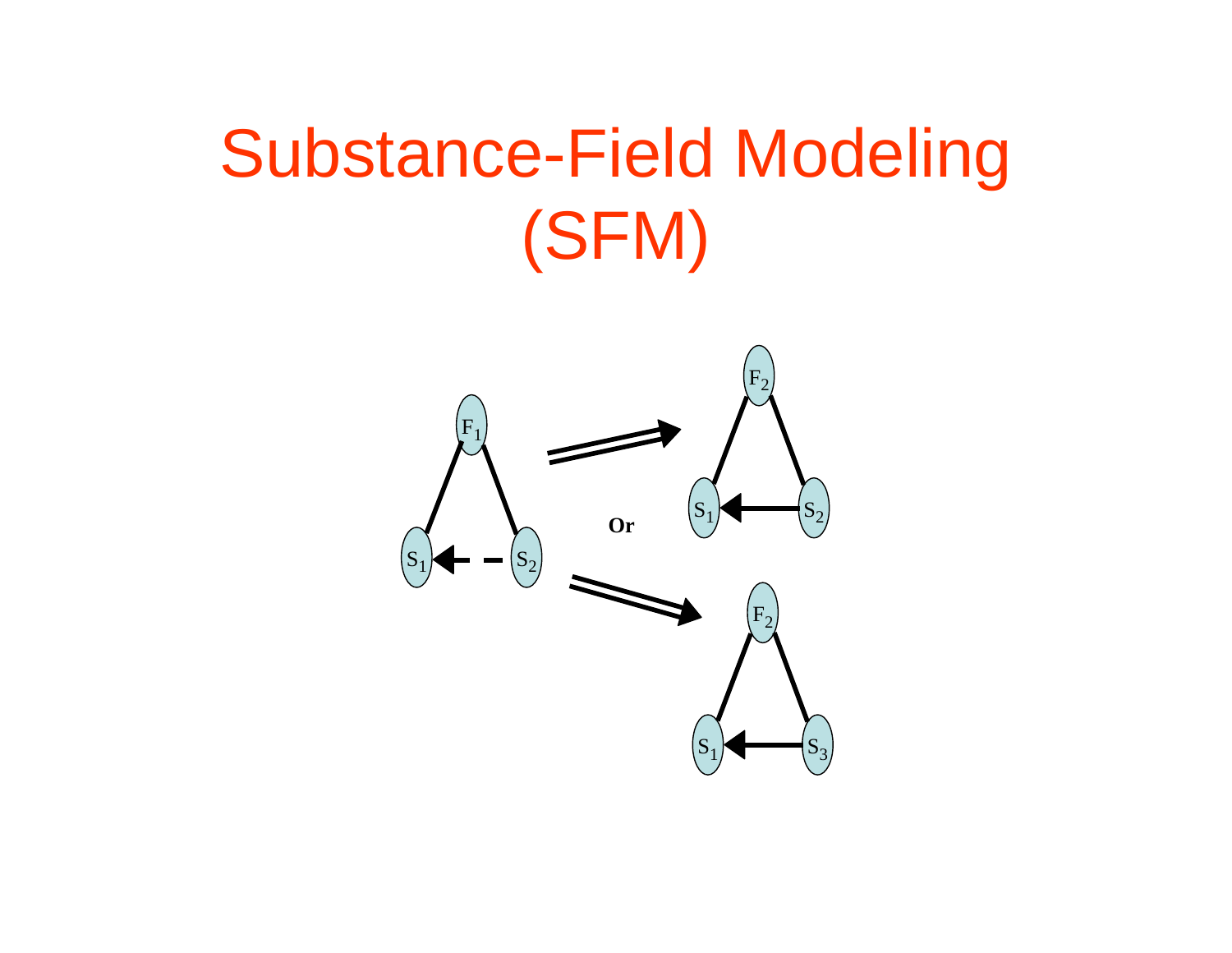# Substance-Field Modeling (SFM)

$F_1$

$S_1$ $S_2$

Or

$F_2$

$S_1$ $S_2$

$F_2$

$S_1$ $S_3$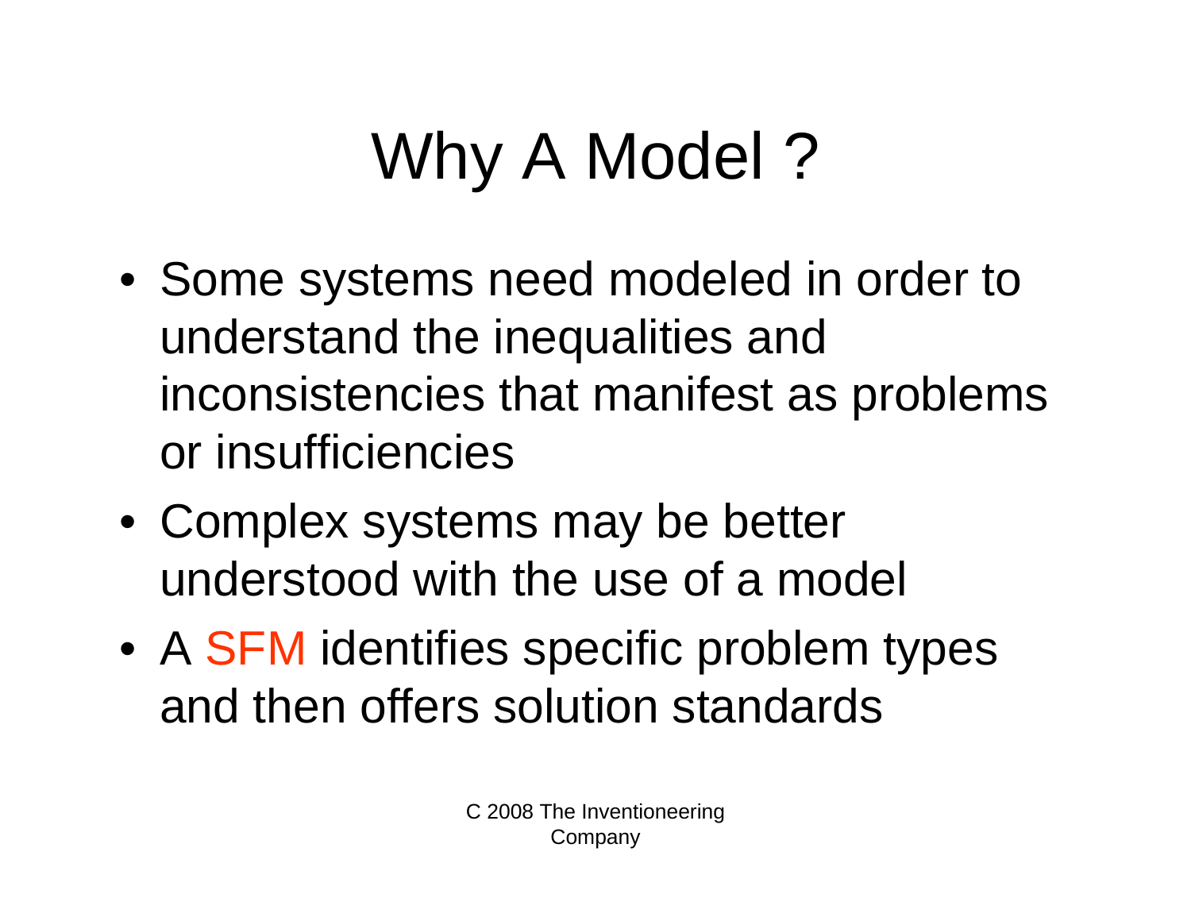# Why A Model ?

- Some systems need modeled in order to understand the inequalities and inconsistencies that manifest as problems or insufficiencies
- Complex systems may be better understood with the use of a model
- A SFM identifies specific problem types and then offers solution standards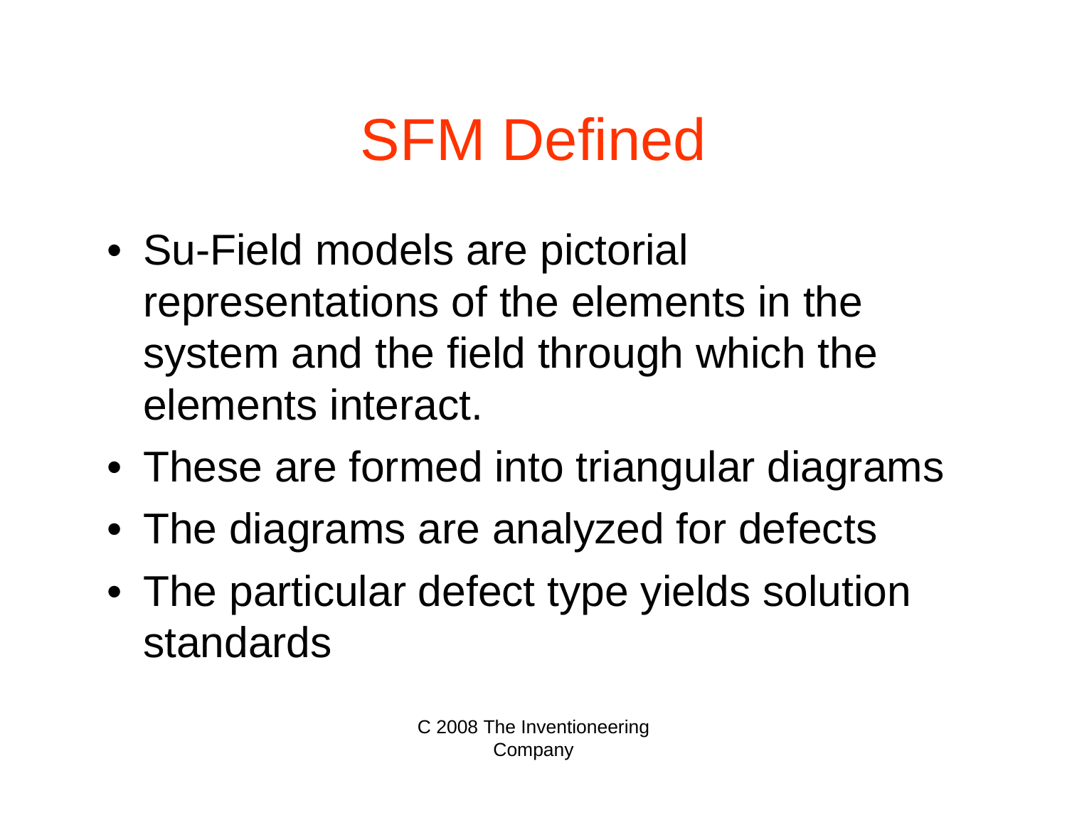# SFM Defined

- Su-Field models are pictorial representations of the elements in the system and the field through which the elements interact.
- These are formed into triangular diagrams
- The diagrams are analyzed for defects
- The particular defect type yields solution standards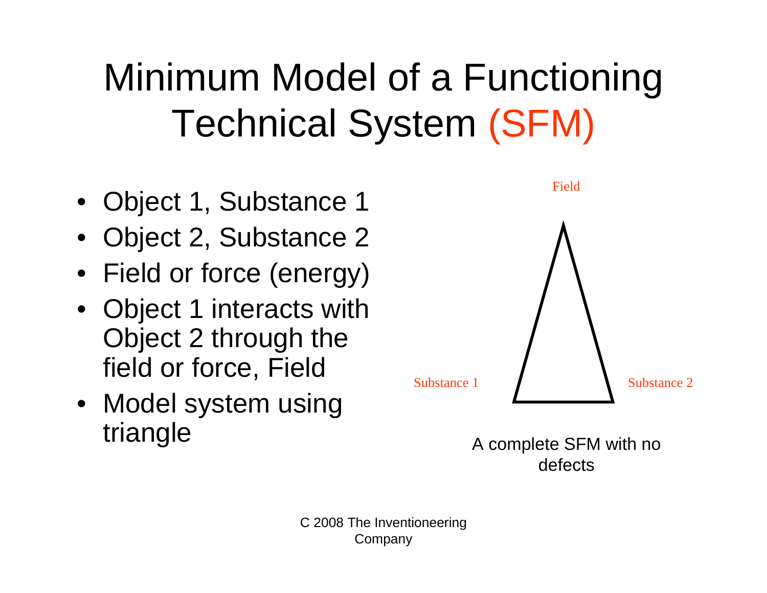# Minimum Model of a Functioning Technical System (SFM)

- Object 1, Substance 1
- Object 2, Substance 2
- Field or force (energy)
- Object 1 interacts with Object 2 through the field or force, Field
- Model system using triangle

Field

Substance 1

Substance 2

A complete SFM with no defects

C 2008 The Inventioneering Company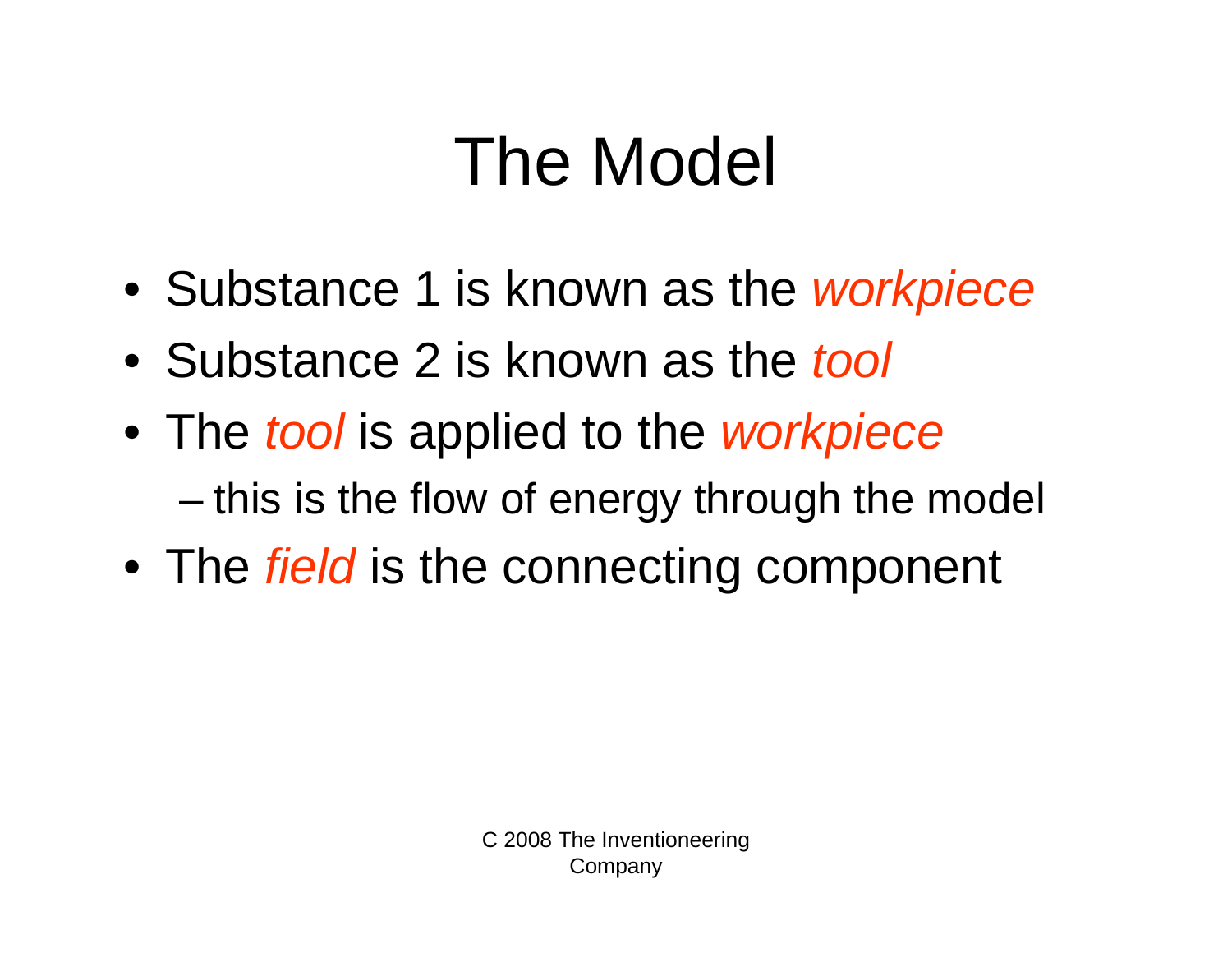# The Model

- Substance 1 is known as the *workpiece*
- Substance 2 is known as the *tool*
- The *tool* is applied to the *workpiece*
  - this is the flow of energy through the model
- The *field* is the connecting component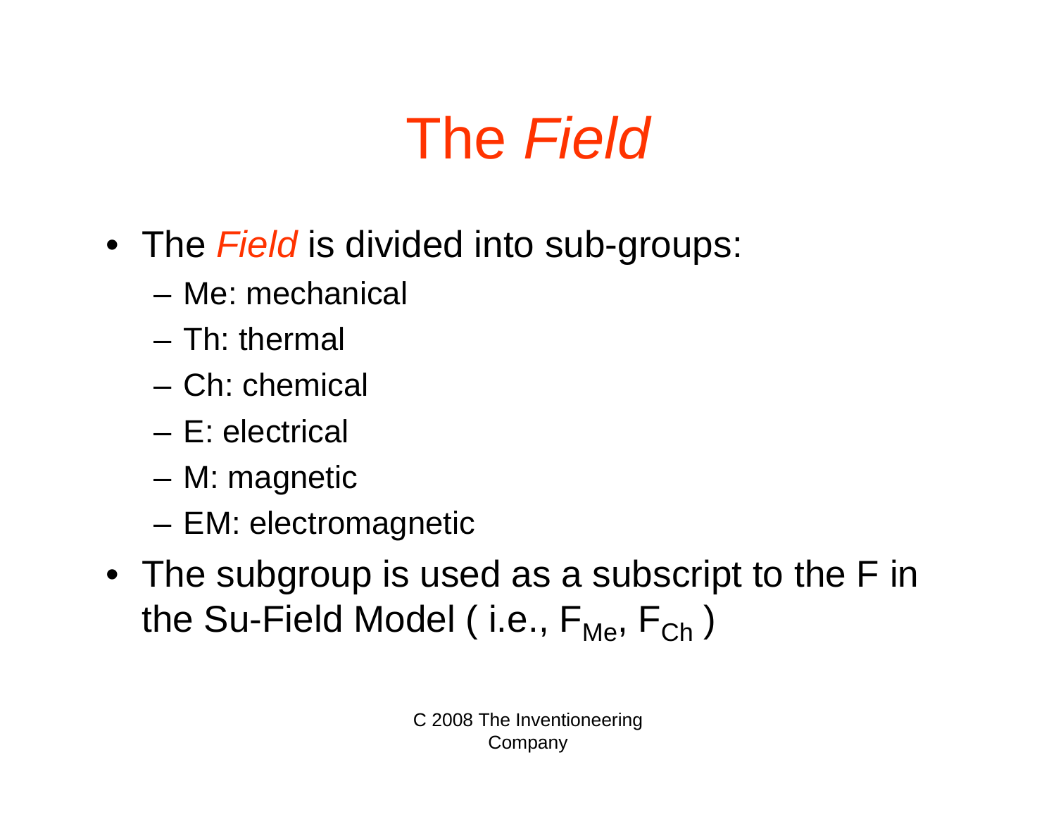# The *Field*

- The *Field* is divided into sub-groups:
  - Me: mechanical
  - Th: thermal
  - Ch: chemical
  - E: electrical
  - M: magnetic
  - EM: electromagnetic
- The subgroup is used as a subscript to the F in the Su-Field Model ( i.e., $F_{Me}$, $F_{Ch}$ )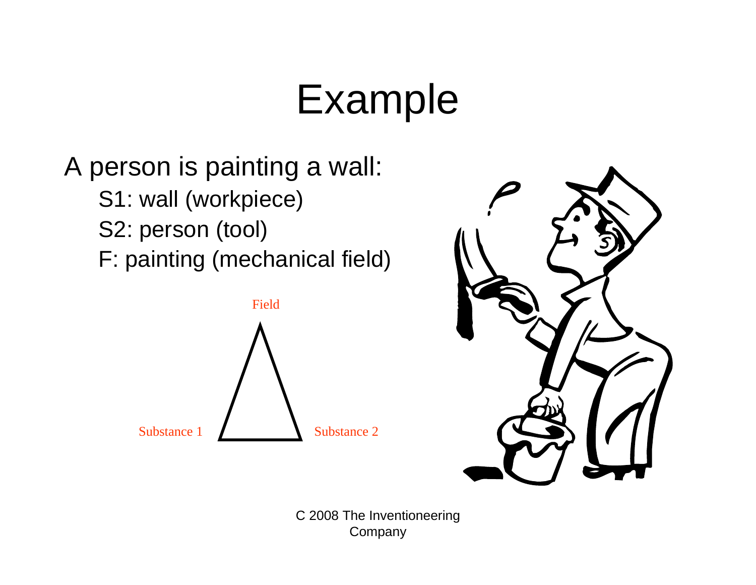# Example

A person is painting a wall:

- S1: wall (workpiece)
- S2: person (tool)
- F: painting (mechanical field)

Field

Substance 1 Substance 2

C 2008 The Inventioneering Company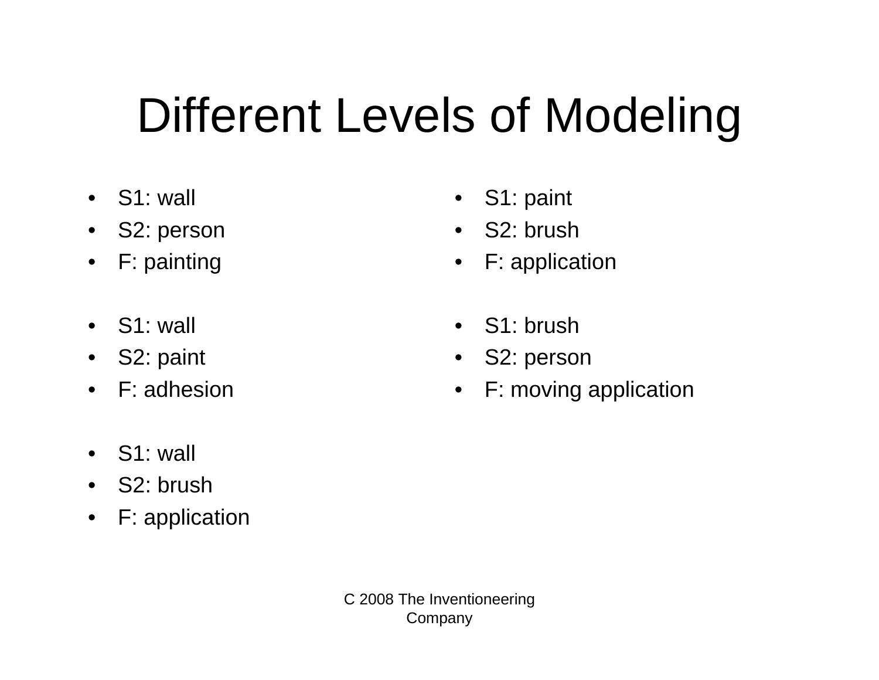# Different Levels of Modeling

- S1: wall
- S2: person
- F: painting

- S1: wall
- S2: paint
- F: adhesion

- S1: wall
- S2: brush
- F: application

- S1: paint
- S2: brush
- F: application

- S1: brush
- S2: person
- F: moving application

C 2008 The Inventioneering Company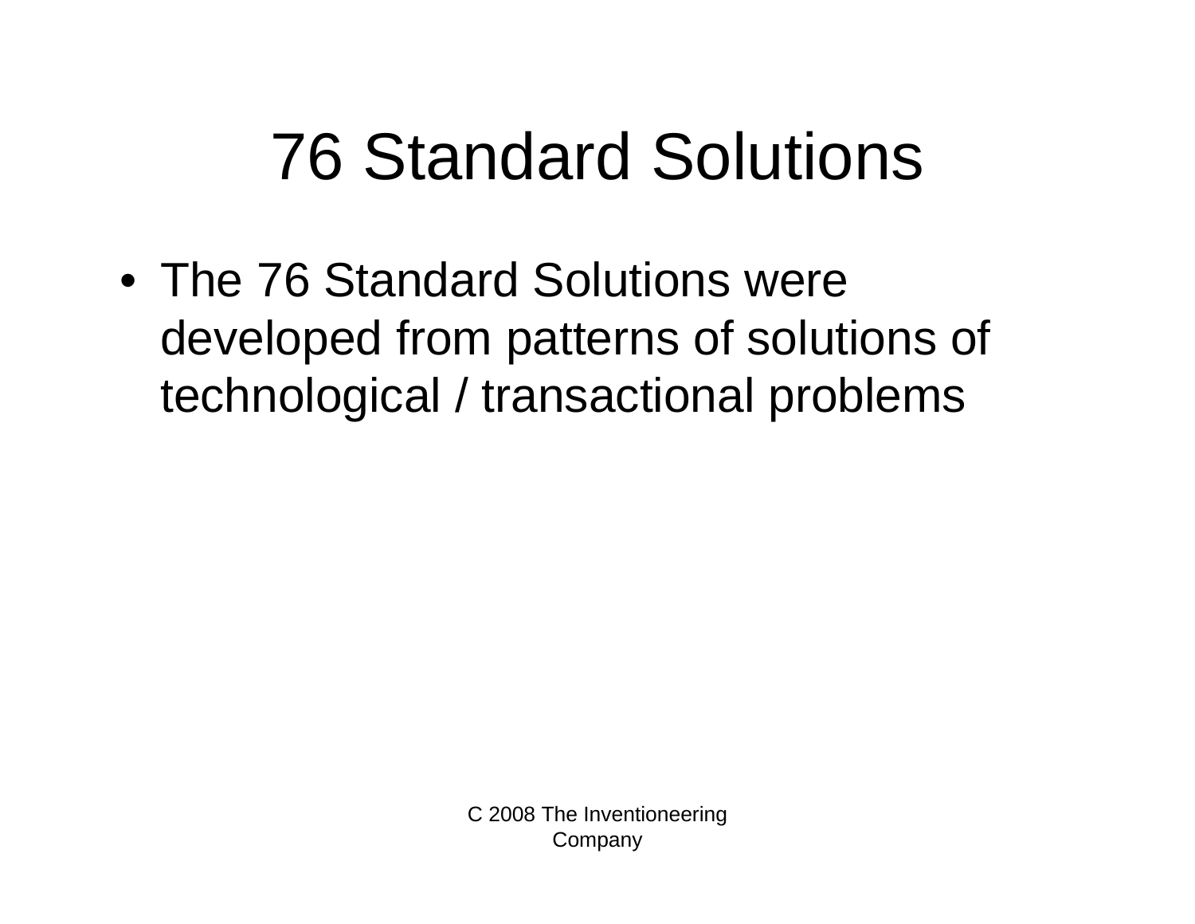# 76 Standard Solutions

- The 76 Standard Solutions were developed from patterns of solutions of technological / transactional problems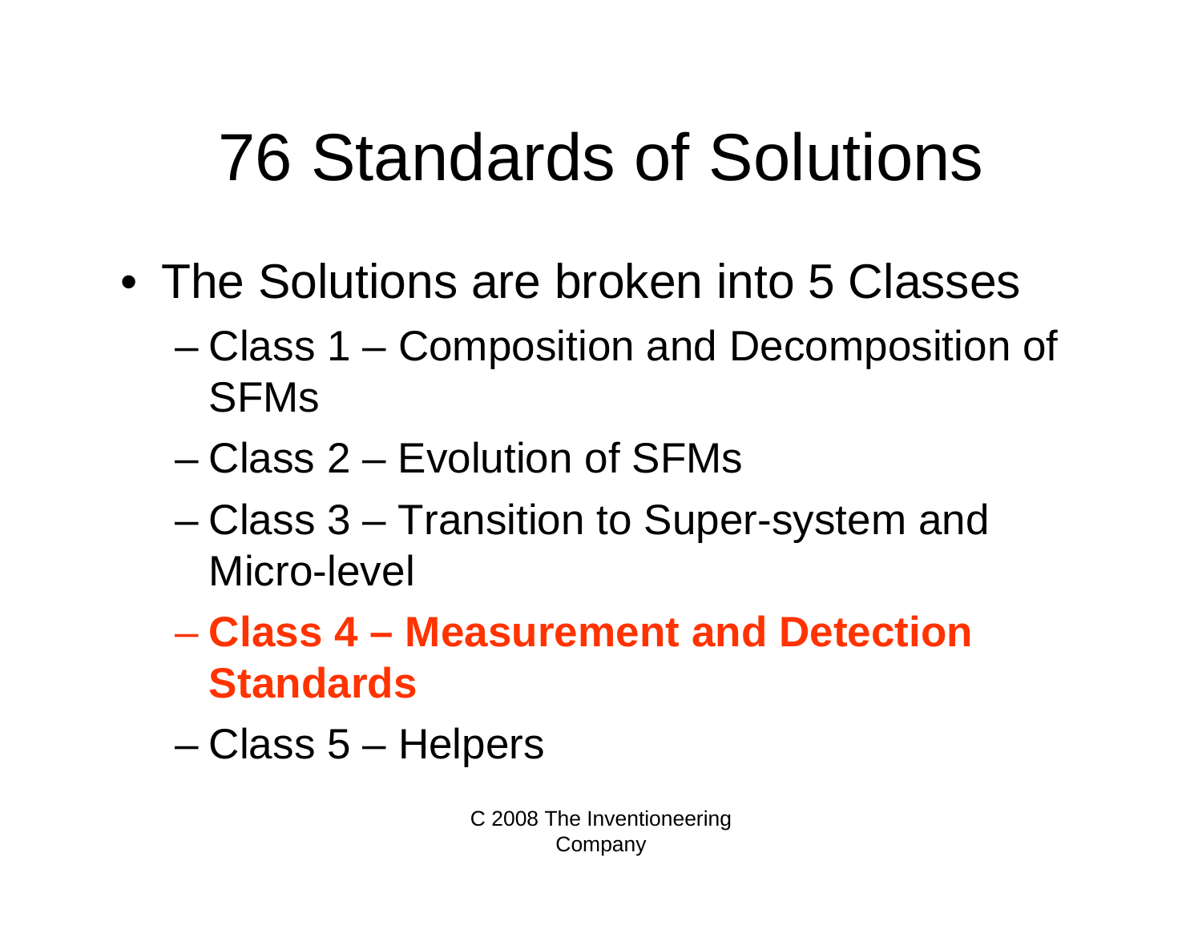# 76 Standards of Solutions

- The Solutions are broken into 5 Classes
  - Class 1 – Composition and Decomposition of SFMs
  - Class 2 – Evolution of SFMs
  - Class 3 – Transition to Super-system and Micro-level
  - **Class 4 – Measurement and Detection Standards**
  - Class 5 – Helpers

C 2008 The Inventioneering Company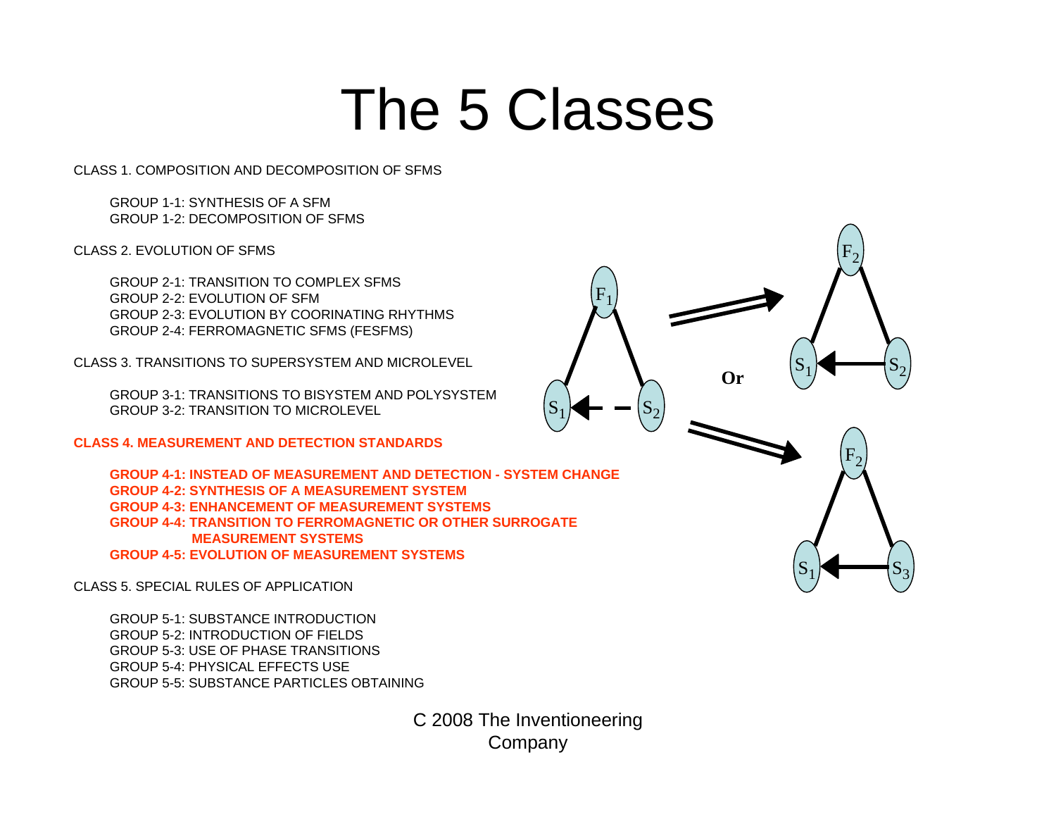# The 5 Classes

CLASS 1. COMPOSITION AND DECOMPOSITION OF SFMS

- GROUP 1-1: SYNTHESIS OF A SFM
- GROUP 1-2: DECOMPOSITION OF SFMS

CLASS 2. EVOLUTION OF SFMS

- GROUP 2-1: TRANSITION TO COMPLEX SFMS
- GROUP 2-2: EVOLUTION OF SFM
- GROUP 2-3: EVOLUTION BY COORINATING RHYTHMS
- GROUP 2-4: FERROMAGNETIC SFMS (FESFMS)

CLASS 3. TRANSITIONS TO SUPERSYSTEM AND MICROLEVEL

- GROUP 3-1: TRANSITIONS TO BISYSTEM AND POLYSYSTEM
- GROUP 3-2: TRANSITION TO MICROLEVEL

**CLASS 4. MEASUREMENT AND DETECTION STANDARDS**

- **GROUP 4-1: INSTEAD OF MEASUREMENT AND DETECTION - SYSTEM CHANGE**
- **GROUP 4-2: SYNTHESIS OF A MEASUREMENT SYSTEM**
- **GROUP 4-3: ENHANCEMENT OF MEASUREMENT SYSTEMS**
- **GROUP 4-4: TRANSITION TO FERROMAGNETIC OR OTHER SURROGATE MEASUREMENT SYSTEMS**
- **GROUP 4-5: EVOLUTION OF MEASUREMENT SYSTEMS**

CLASS 5. SPECIAL RULES OF APPLICATION

- GROUP 5-1: SUBSTANCE INTRODUCTION
- GROUP 5-2: INTRODUCTION OF FIELDS
- GROUP 5-3: USE OF PHASE TRANSITIONS
- GROUP 5-4: PHYSICAL EFFECTS USE
- GROUP 5-5: SUBSTANCE PARTICLES OBTAINING

$F_1$, $S_1$, $S_2$ → $F_2$, $S_1$, $S_2$ **Or** $F_2$, $S_1$, $S_3$

C 2008 The Inventioneering Company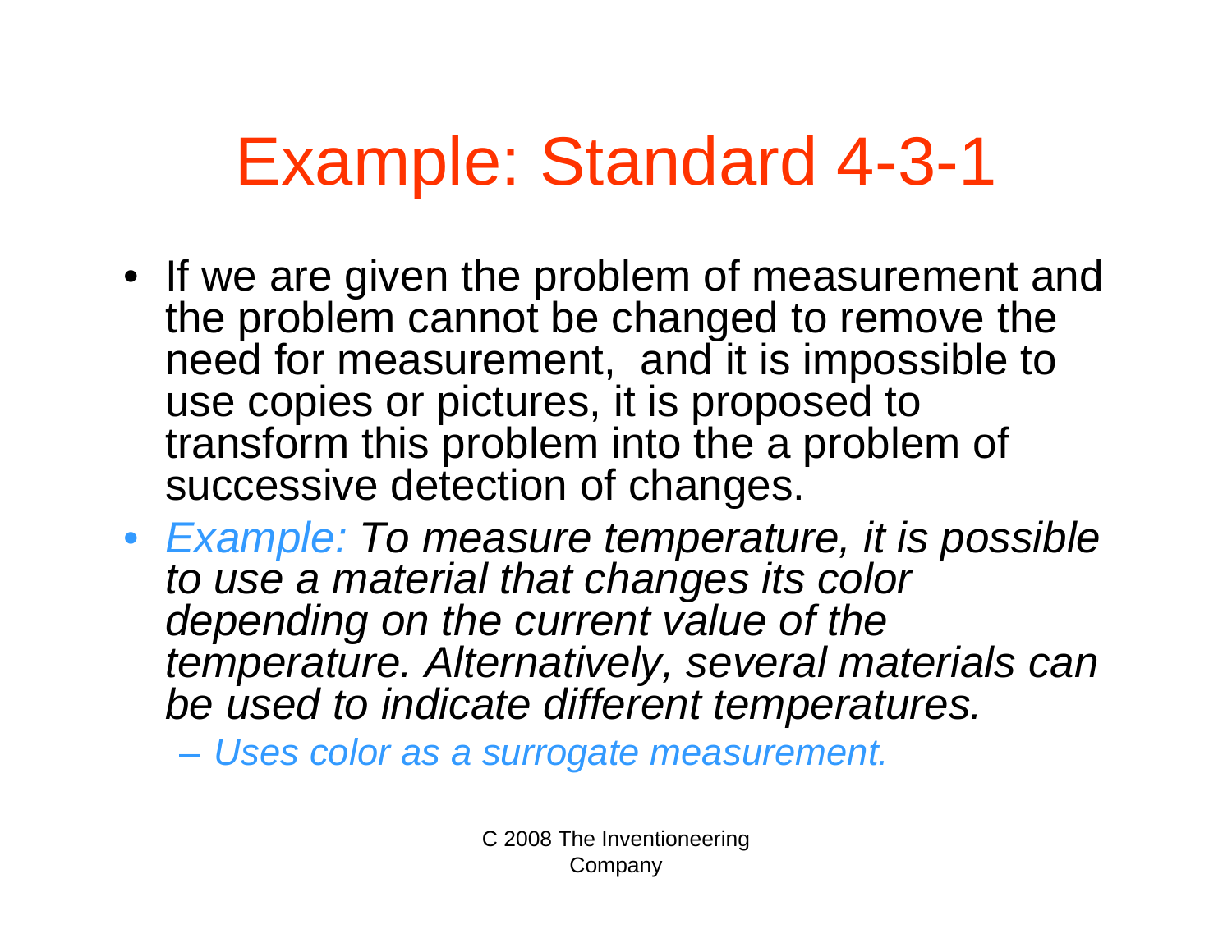# Example: Standard 4-3-1

- If we are given the problem of measurement and the problem cannot be changed to remove the need for measurement, and it is impossible to use copies or pictures, it is proposed to transform this problem into the a problem of successive detection of changes.
- *Example: To measure temperature, it is possible to use a material that changes its color depending on the current value of the temperature. Alternatively, several materials can be used to indicate different temperatures.*
  - *Uses color as a surrogate measurement.*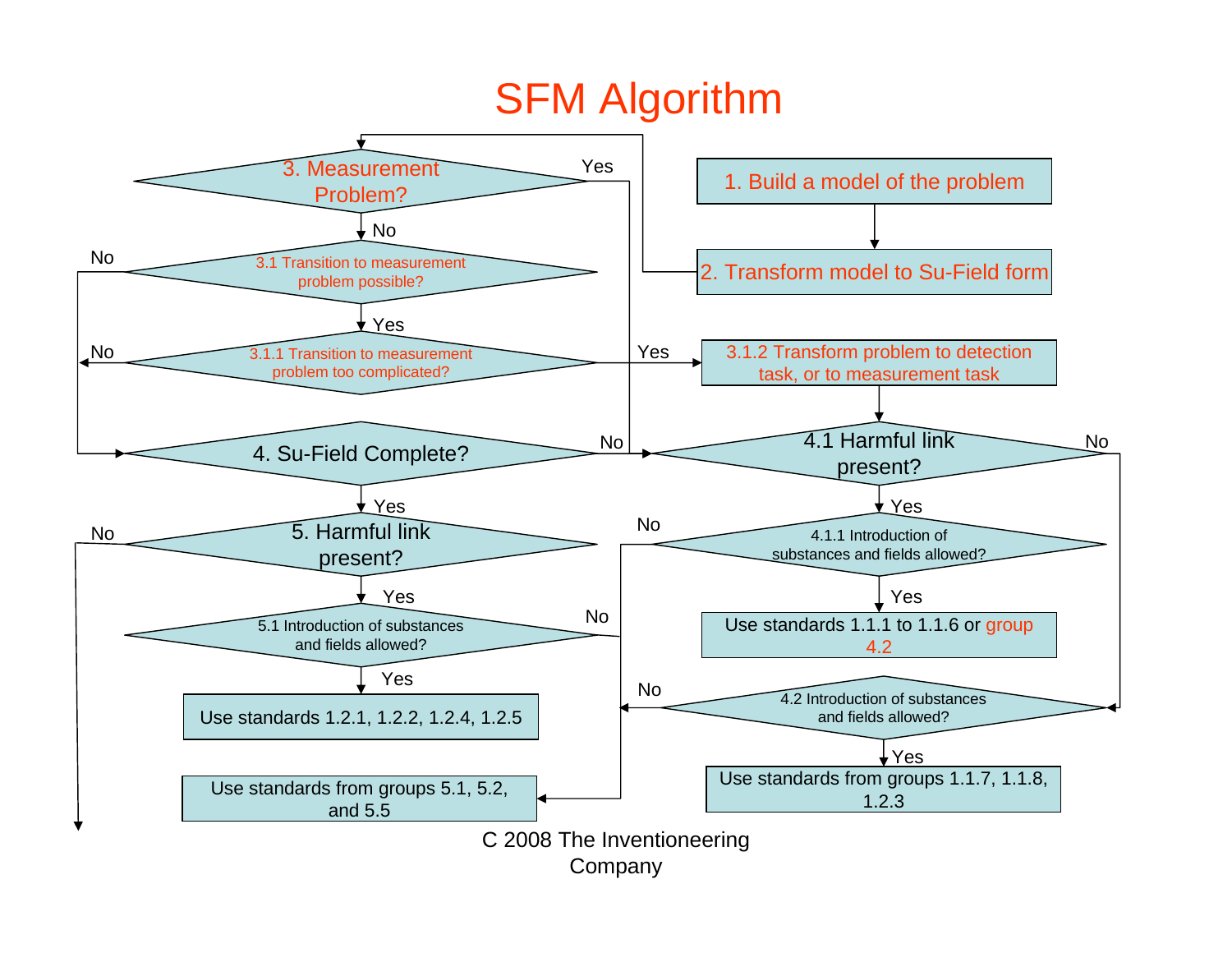# SFM Algorithm

1. Build a model of the problem

2. Transform model to Su-Field form

3. Measurement Problem?
- Yes → 4.1 Harmful link present?
- No → 3.1 Transition to measurement problem possible?

3.1 Transition to measurement problem possible?
- No → 4. Su-Field Complete?
- Yes → 3.1.1 Transition to measurement problem too complicated?

3.1.1 Transition to measurement problem too complicated?
- No → 4. Su-Field Complete?
- Yes → 3.1.2 Transform problem to detection task, or to measurement task

3.1.2 Transform problem to detection task, or to measurement task → 4.1 Harmful link present?

4. Su-Field Complete?
- No → 4.1 Harmful link present?
- Yes → 5. Harmful link present?

4.1 Harmful link present?
- Yes → 4.1.1 Introduction of substances and fields allowed?
- No → 4.2 Introduction of substances and fields allowed?

4.1.1 Introduction of substances and fields allowed?
- Yes → Use standards 1.1.1 to 1.1.6 or group 4.2
- No → Use standards from groups 5.1, 5.2, and 5.5

4.2 Introduction of substances and fields allowed?
- Yes → Use standards from groups 1.1.7, 1.1.8, 1.2.3
- No → Use standards from groups 5.1, 5.2, and 5.5

5. Harmful link present?
- Yes → 5.1 Introduction of substances and fields allowed?
- No → (continue)

5.1 Introduction of substances and fields allowed?
- Yes → Use standards 1.2.1, 1.2.2, 1.2.4, 1.2.5
- No → Use standards from groups 5.1, 5.2, and 5.5

C 2008 The Inventioneering Company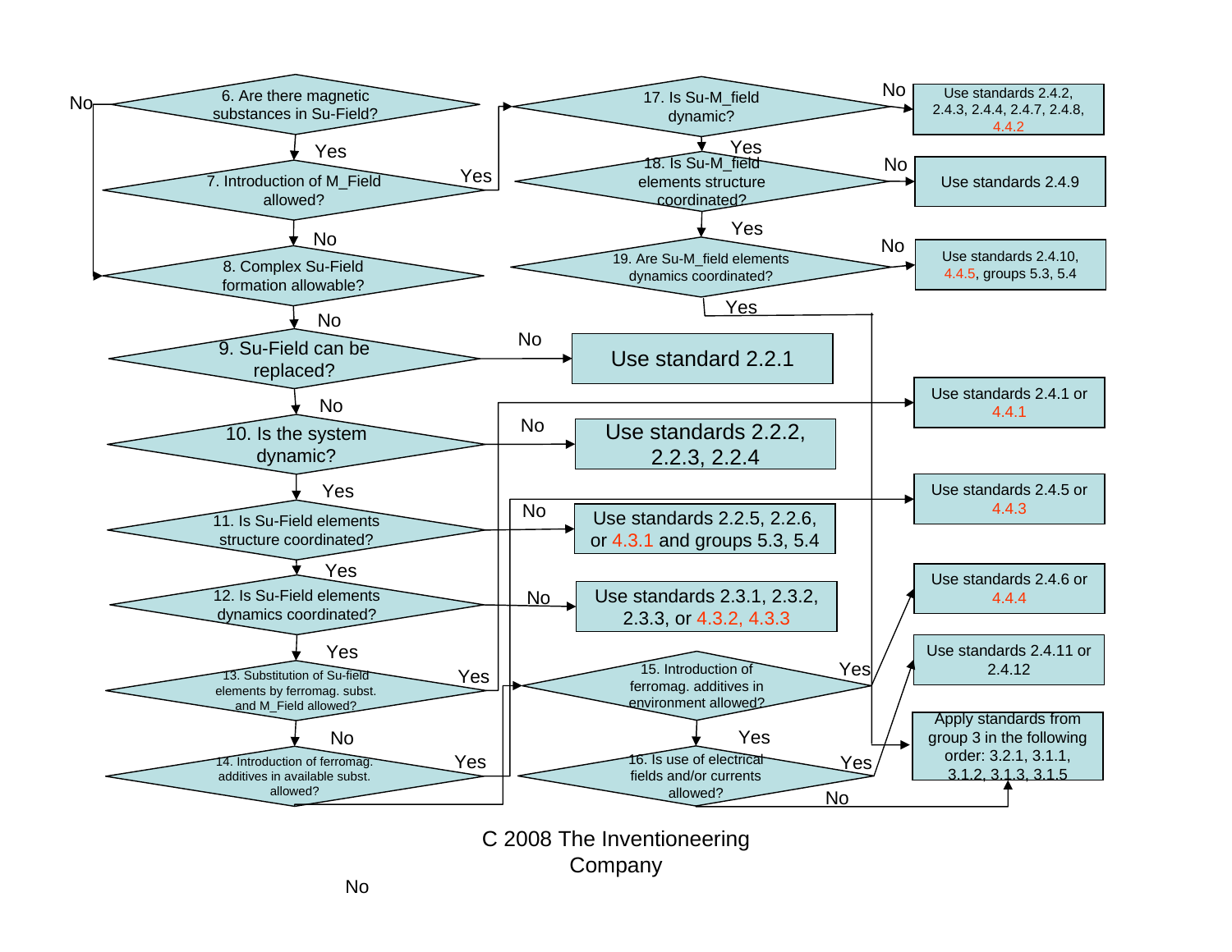6. Are there magnetic substances in Su-Field?

- Yes → 7. Introduction of M_Field allowed?
- No → 8. Complex Su-Field formation allowable?

7. Introduction of M_Field allowed?

- Yes → 17. Is Su-M_field dynamic?
- No → 8. Complex Su-Field formation allowable?

8. Complex Su-Field formation allowable?

- No → 9. Su-Field can be replaced?

9. Su-Field can be replaced?

- No → Use standard 2.2.1
- No → 10. Is the system dynamic?

10. Is the system dynamic?

- No → Use standards 2.2.2, 2.2.3, 2.2.4
- Yes → 11. Is Su-Field elements structure coordinated?

11. Is Su-Field elements structure coordinated?

- No → Use standards 2.2.5, 2.2.6, or 4.3.1 and groups 5.3, 5.4
- Yes → 12. Is Su-Field elements dynamics coordinated?

12. Is Su-Field elements dynamics coordinated?

- No → Use standards 2.3.1, 2.3.2, 2.3.3, or 4.3.2, 4.3.3
- Yes → 13. Substitution of Su-field elements by ferromag. subst. and M_Field allowed?

13. Substitution of Su-field elements by ferromag. subst. and M_Field allowed?

- Yes → Use standards 2.4.1 or 4.4.1
- No → 14. Introduction of ferromag. additives in available subst. allowed?

14. Introduction of ferromag. additives in available subst. allowed?

- Yes → Use standards 2.4.5 or 4.4.3
- No → 15. Introduction of ferromag. additives in environment allowed?

15. Introduction of ferromag. additives in environment allowed?

- Yes → Use standards 2.4.6 or 4.4.4
- Yes → 16. Is use of electrical fields and/or currents allowed?

16. Is use of electrical fields and/or currents allowed?

- Yes → Use standards 2.4.11 or 2.4.12
- No → Apply standards from group 3 in the following order: 3.2.1, 3.1.1, 3.1.2, 3.1.3, 3.1.5

17. Is Su-M_field dynamic?

- No → Use standards 2.4.2, 2.4.3, 2.4.4, 2.4.7, 2.4.8, 4.4.2
- Yes → 18. Is Su-M_field elements structure coordinated?

18. Is Su-M_field elements structure coordinated?

- No → Use standards 2.4.9
- Yes → 19. Are Su-M_field elements dynamics coordinated?

19. Are Su-M_field elements dynamics coordinated?

- No → Use standards 2.4.10, 4.4.5, groups 5.3, 5.4
- Yes → Apply standards from group 3 in the following order: 3.2.1, 3.1.1, 3.1.2, 3.1.3, 3.1.5

C 2008 The Inventioneering Company

No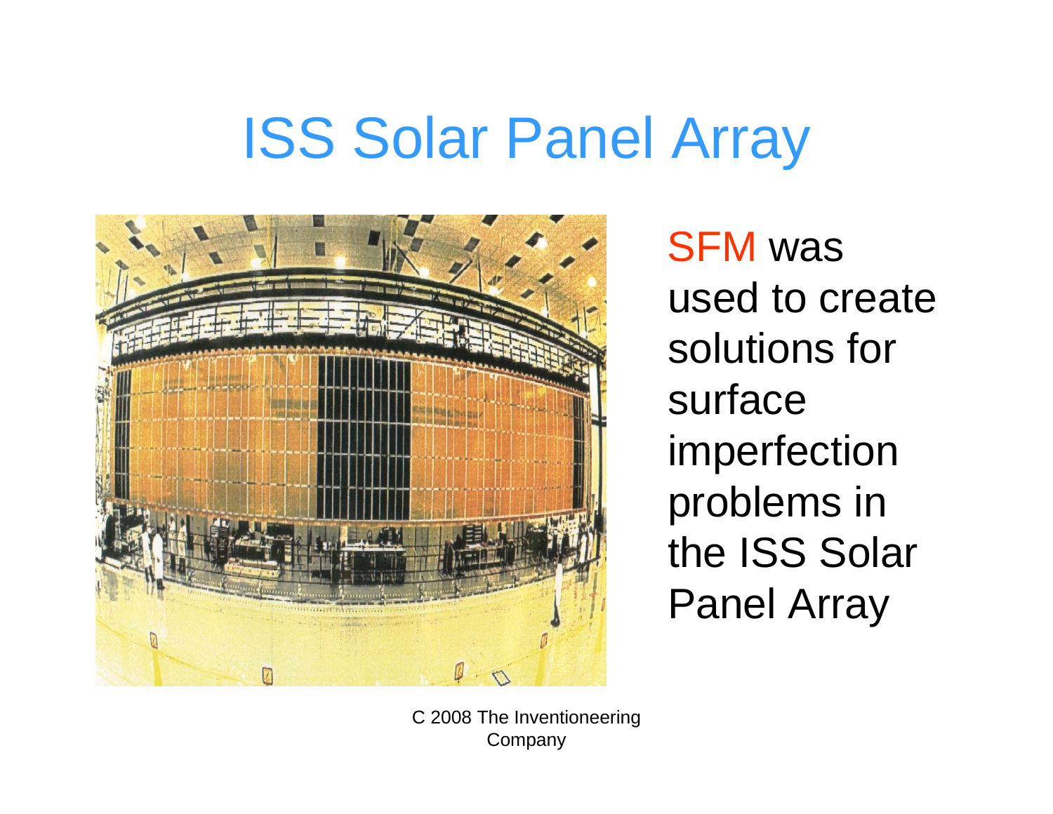# ISS Solar Panel Array

SFM was used to create solutions for surface imperfection problems in the ISS Solar Panel Array

C 2008 The Inventioneering Company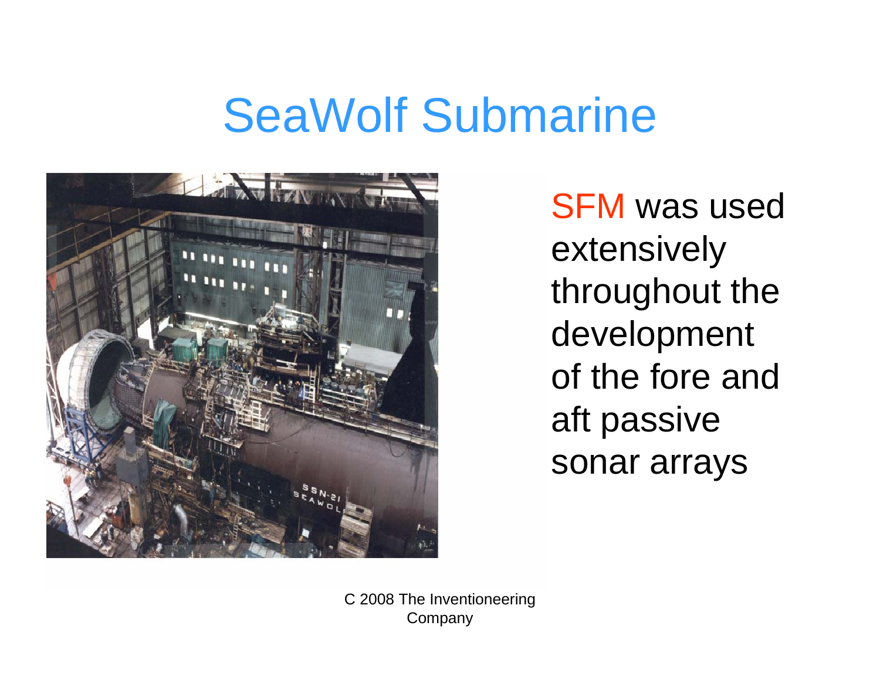# SeaWolf Submarine

SFM was used extensively throughout the development of the fore and aft passive sonar arrays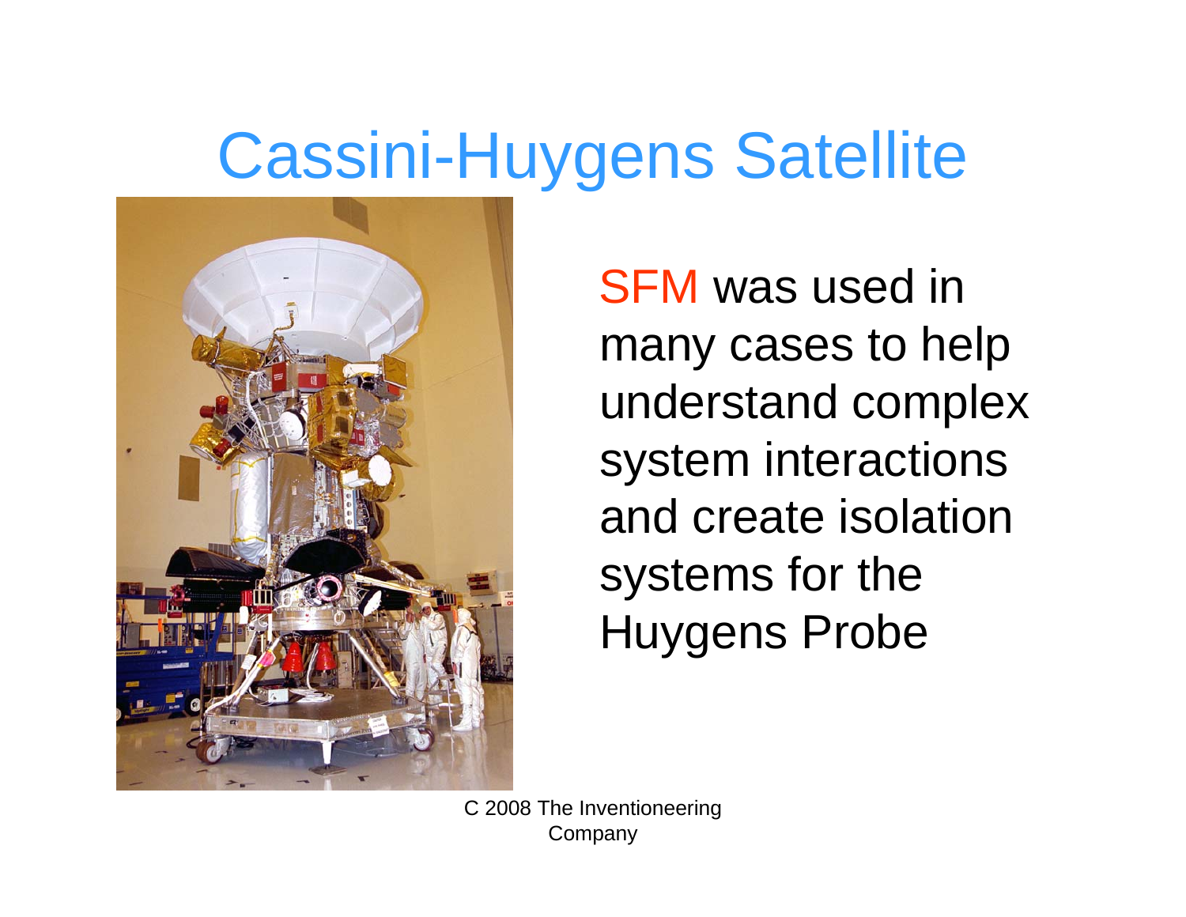# Cassini-Huygens Satellite

SFM was used in many cases to help understand complex system interactions and create isolation systems for the Huygens Probe

C 2008 The Inventioneering Company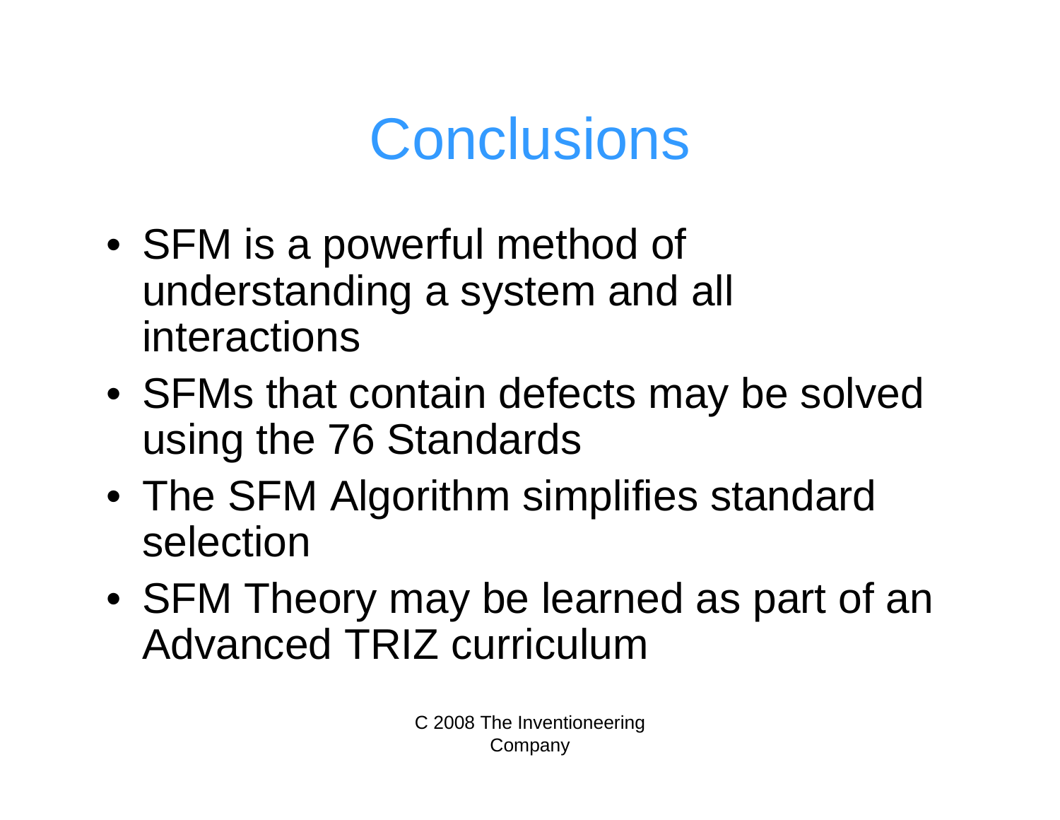# Conclusions

- SFM is a powerful method of understanding a system and all interactions
- SFMs that contain defects may be solved using the 76 Standards
- The SFM Algorithm simplifies standard selection
- SFM Theory may be learned as part of an Advanced TRIZ curriculum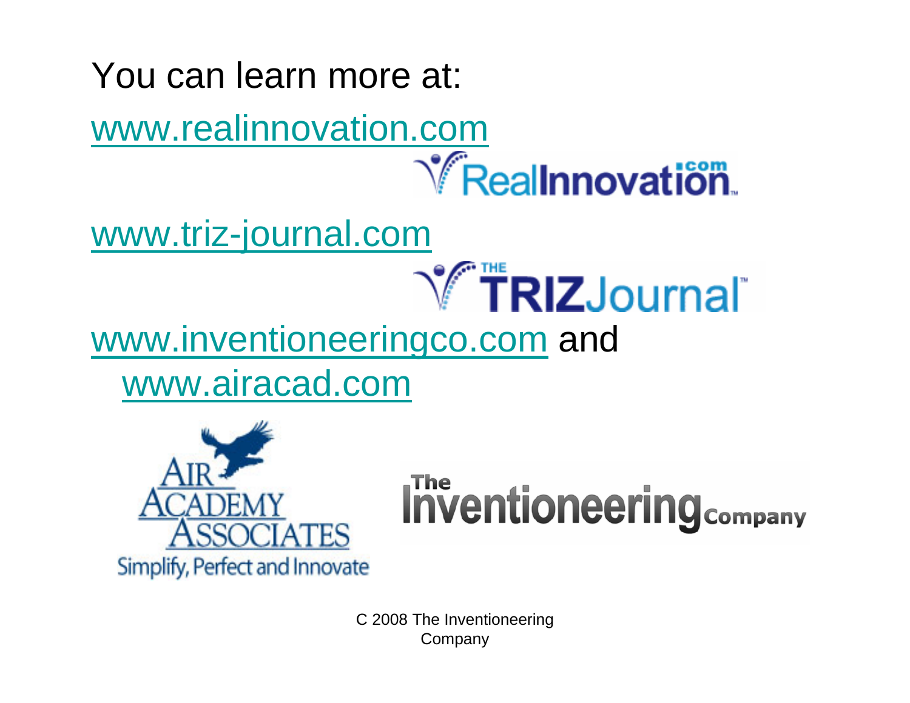You can learn more at:

www.realinnovation.com

www.triz-journal.com

www.inventioneeringco.com and www.airacad.com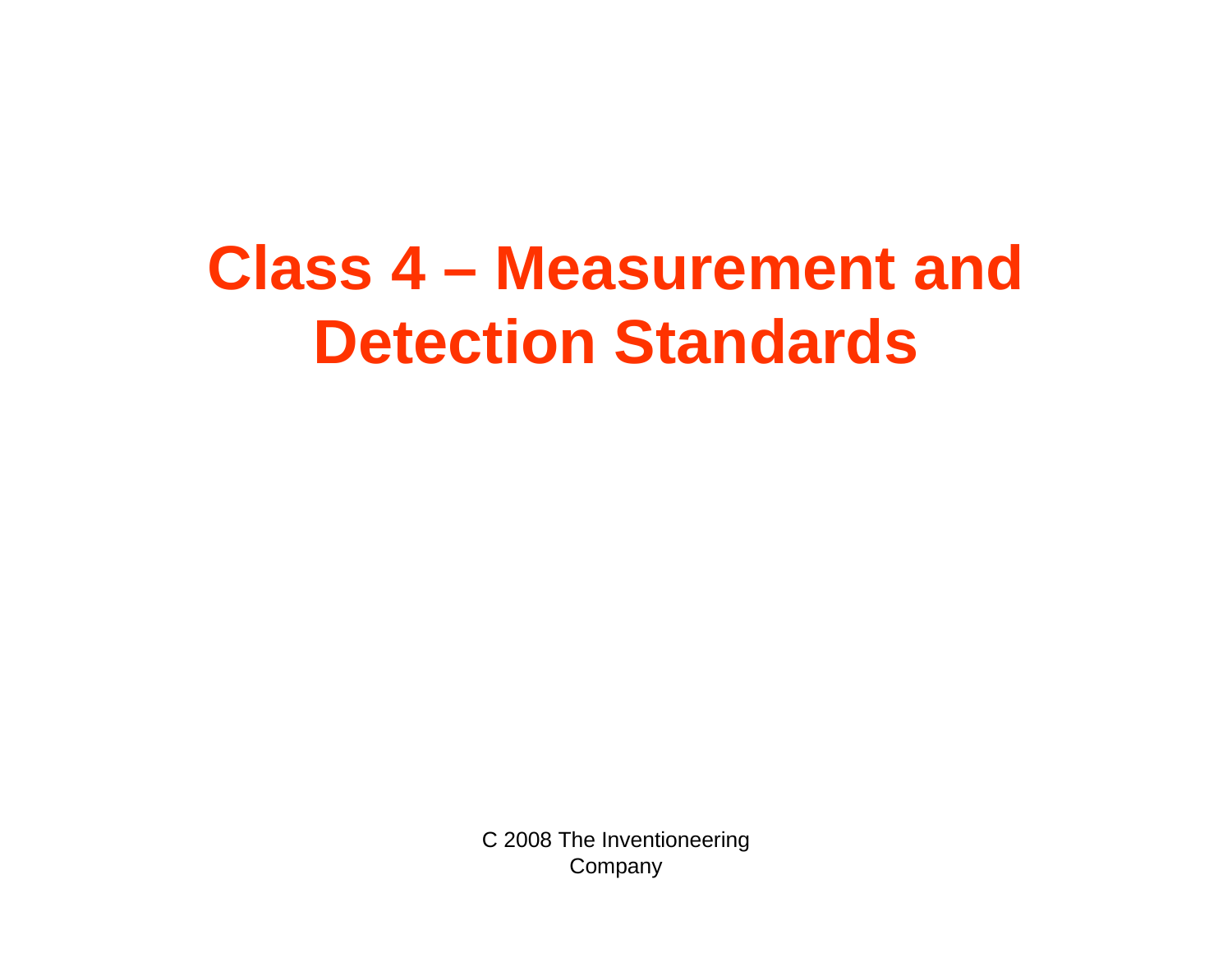# Class 4 – Measurement and Detection Standards

C 2008 The Inventioneering Company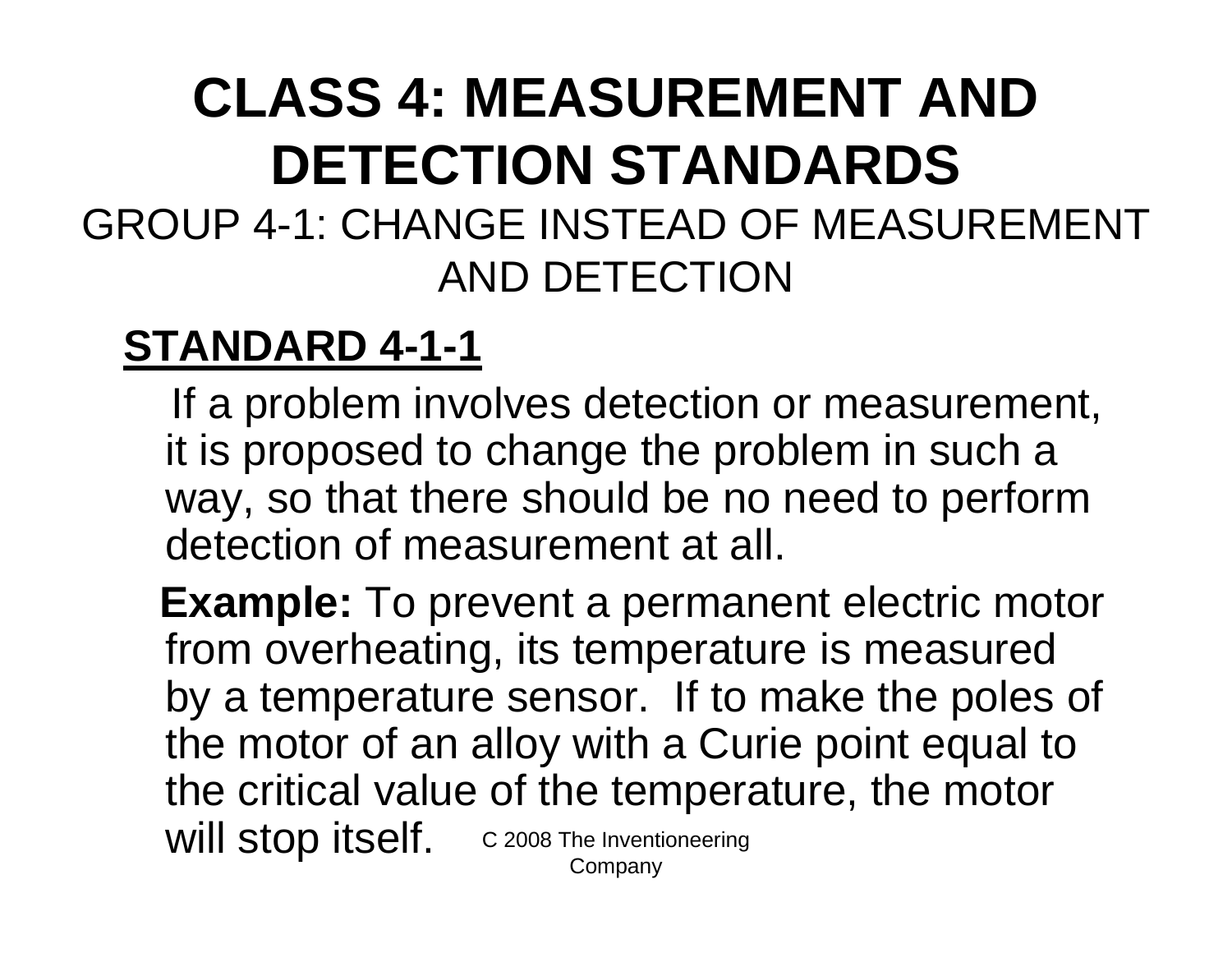# CLASS 4: MEASUREMENT AND DETECTION STANDARDS

## GROUP 4-1: CHANGE INSTEAD OF MEASUREMENT AND DETECTION

### STANDARD 4-1-1

If a problem involves detection or measurement, it is proposed to change the problem in such a way, so that there should be no need to perform detection of measurement at all.

**Example:** To prevent a permanent electric motor from overheating, its temperature is measured by a temperature sensor. If to make the poles of the motor of an alloy with a Curie point equal to the critical value of the temperature, the motor will stop itself.

C 2008 The Inventioneering Company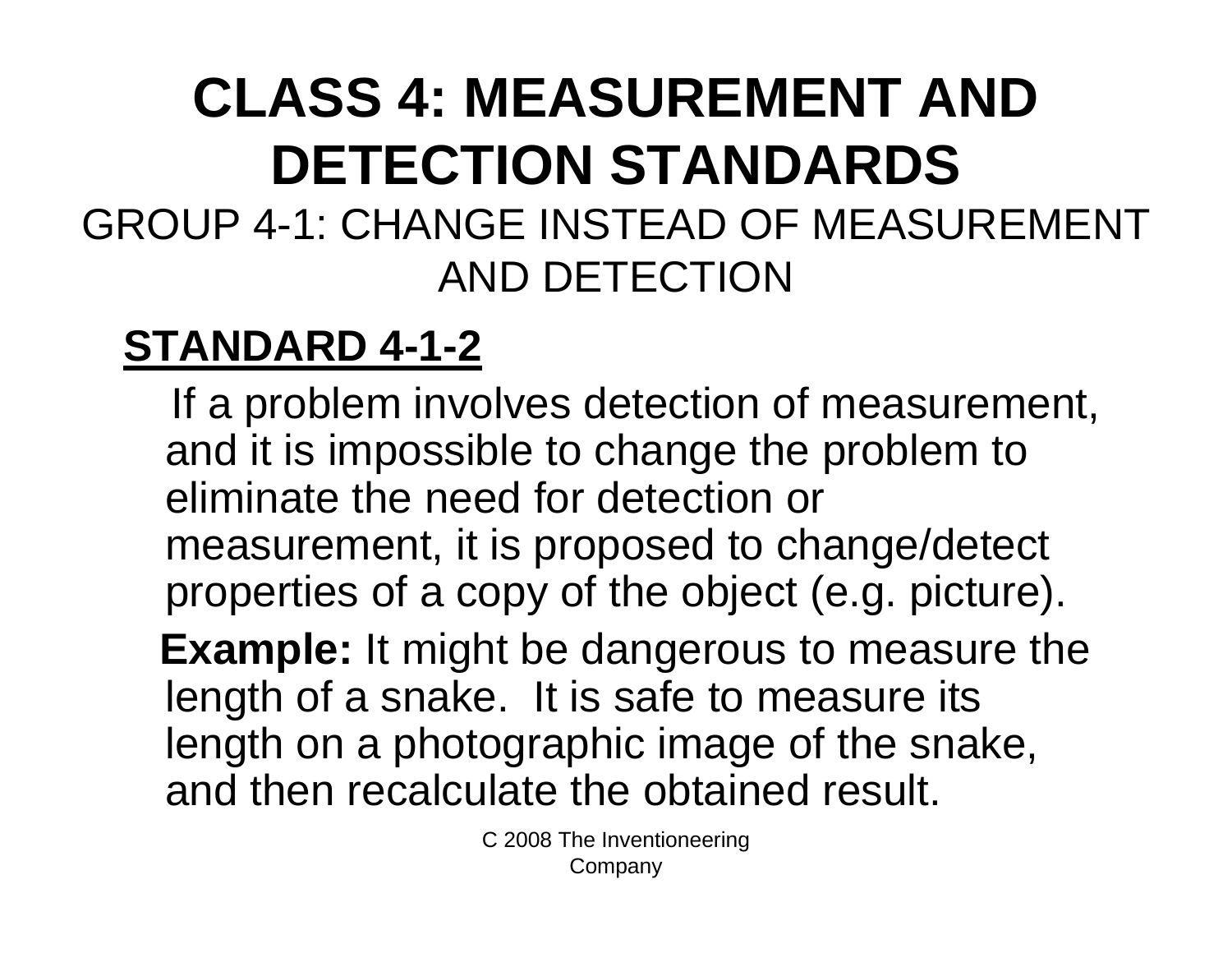# CLASS 4: MEASUREMENT AND DETECTION STANDARDS

## GROUP 4-1: CHANGE INSTEAD OF MEASUREMENT AND DETECTION

### STANDARD 4-1-2

If a problem involves detection of measurement, and it is impossible to change the problem to eliminate the need for detection or measurement, it is proposed to change/detect properties of a copy of the object (e.g. picture).

**Example:** It might be dangerous to measure the length of a snake. It is safe to measure its length on a photographic image of the snake, and then recalculate the obtained result.

C 2008 The Inventioneering Company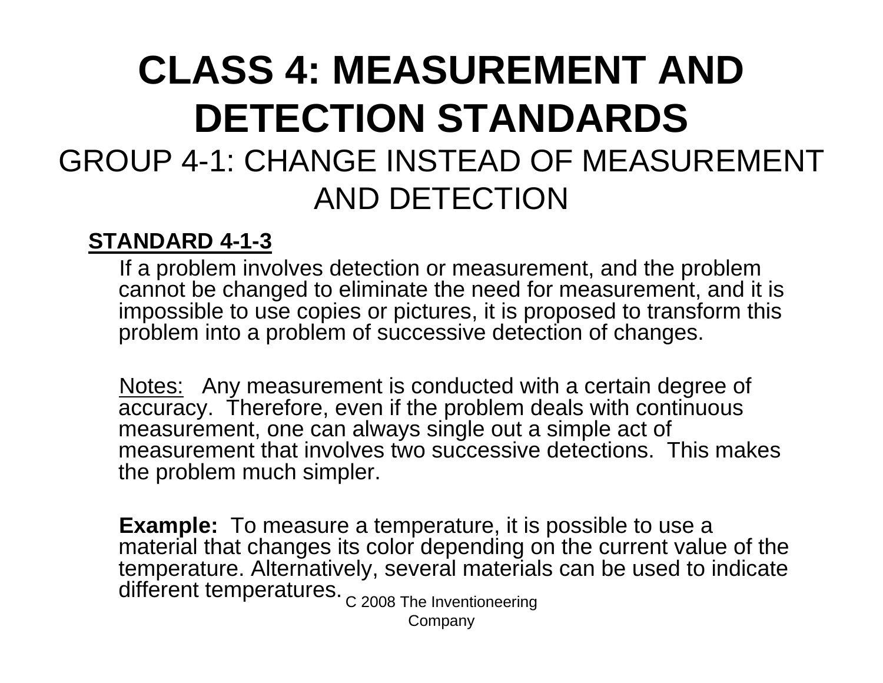# CLASS 4: MEASUREMENT AND DETECTION STANDARDS

## GROUP 4-1: CHANGE INSTEAD OF MEASUREMENT AND DETECTION

**STANDARD 4-1-3**

If a problem involves detection or measurement, and the problem cannot be changed to eliminate the need for measurement, and it is impossible to use copies or pictures, it is proposed to transform this problem into a problem of successive detection of changes.

Notes: Any measurement is conducted with a certain degree of accuracy. Therefore, even if the problem deals with continuous measurement, one can always single out a simple act of measurement that involves two successive detections. This makes the problem much simpler.

**Example:** To measure a temperature, it is possible to use a material that changes its color depending on the current value of the temperature. Alternatively, several materials can be used to indicate different temperatures.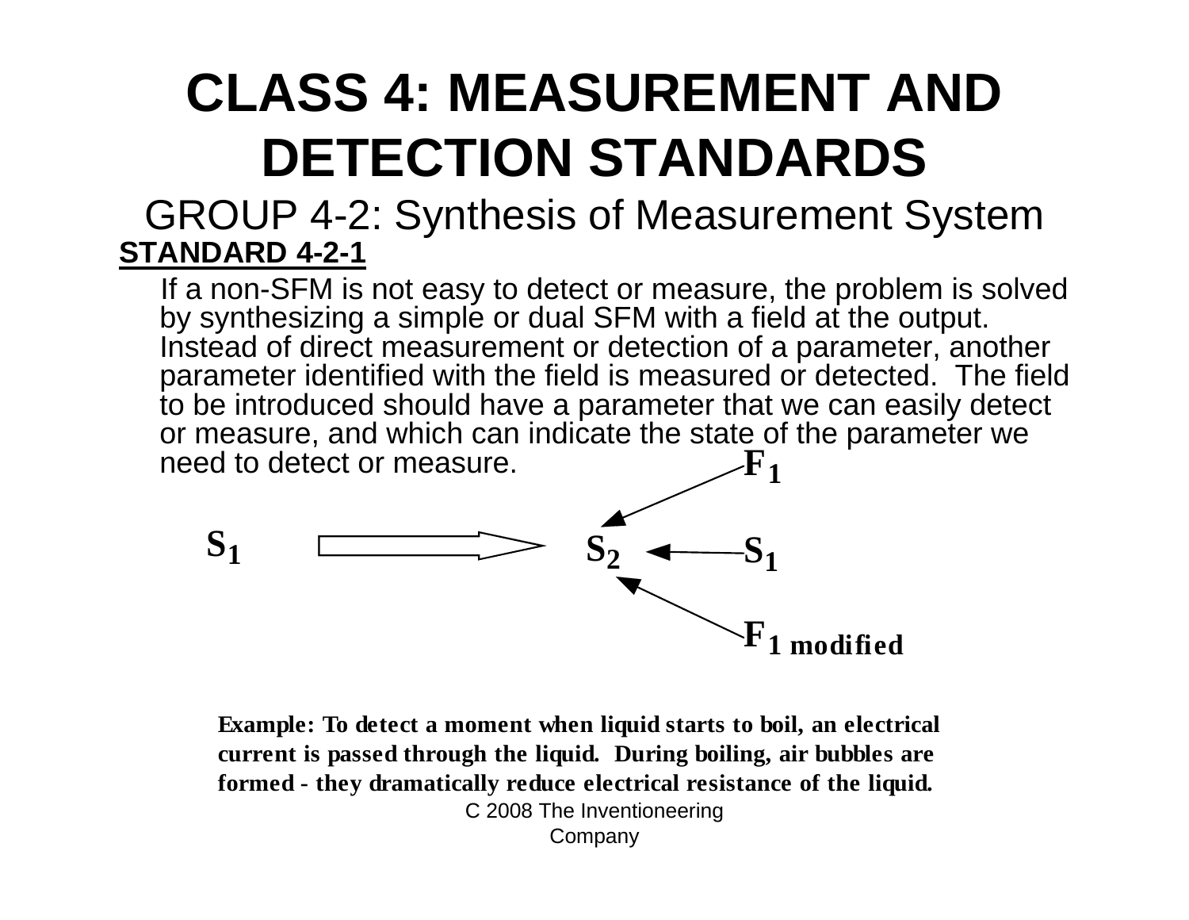# CLASS 4: MEASUREMENT AND DETECTION STANDARDS

## GROUP 4-2: Synthesis of Measurement System

**STANDARD 4-2-1**

If a non-SFM is not easy to detect or measure, the problem is solved by synthesizing a simple or dual SFM with a field at the output. Instead of direct measurement or detection of a parameter, another parameter identified with the field is measured or detected. The field to be introduced should have a parameter that we can easily detect or measure, and which can indicate the state of the parameter we need to detect or measure.

$S_1$ ⇒ $S_2 \leftarrow F_1$, $S_2 \leftarrow S_1$, $S_2 \leftarrow F_{1\ modified}$

**Example: To detect a moment when liquid starts to boil, an electrical current is passed through the liquid. During boiling, air bubbles are formed - they dramatically reduce electrical resistance of the liquid.**

C 2008 The Inventioneering Company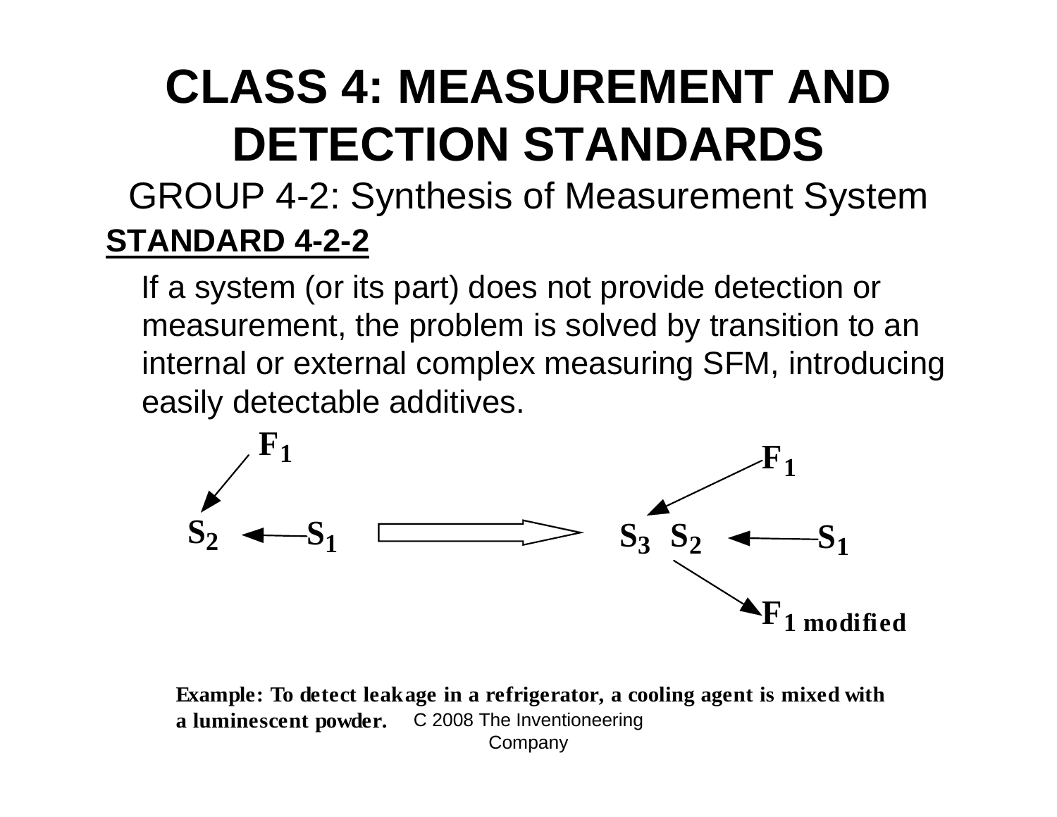# CLASS 4: MEASUREMENT AND DETECTION STANDARDS

## GROUP 4-2: Synthesis of Measurement System

**STANDARD 4-2-2**

If a system (or its part) does not provide detection or measurement, the problem is solved by transition to an internal or external complex measuring SFM, introducing easily detectable additives.

$F_1$

$S_2 \leftarrow S_1$ ⇒ $S_3 \; S_2 \leftarrow S_1$

$F_1$

$F_{1\,modified}$

**Example: To detect leakage in a refrigerator, a cooling agent is mixed with a luminescent powder.**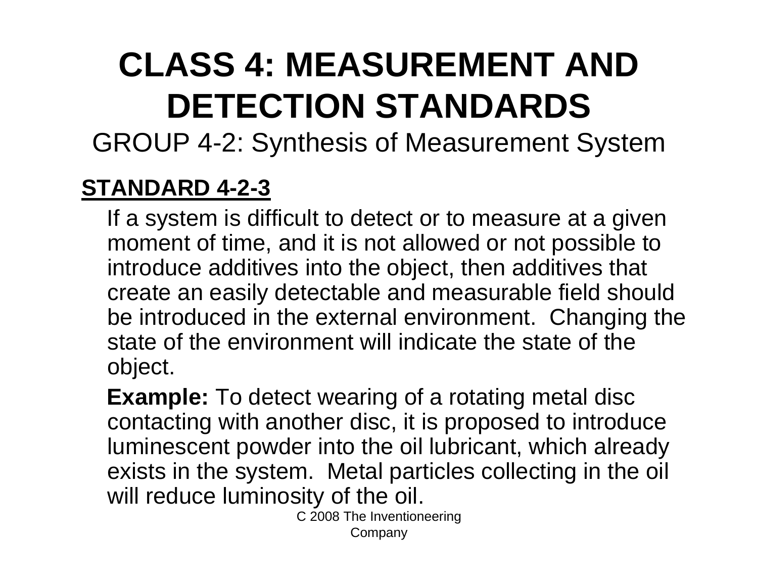# CLASS 4: MEASUREMENT AND DETECTION STANDARDS

## GROUP 4-2: Synthesis of Measurement System

### STANDARD 4-2-3

If a system is difficult to detect or to measure at a given moment of time, and it is not allowed or not possible to introduce additives into the object, then additives that create an easily detectable and measurable field should be introduced in the external environment. Changing the state of the environment will indicate the state of the object.

**Example:** To detect wearing of a rotating metal disc contacting with another disc, it is proposed to introduce luminescent powder into the oil lubricant, which already exists in the system. Metal particles collecting in the oil will reduce luminosity of the oil.

C 2008 The Inventioneering Company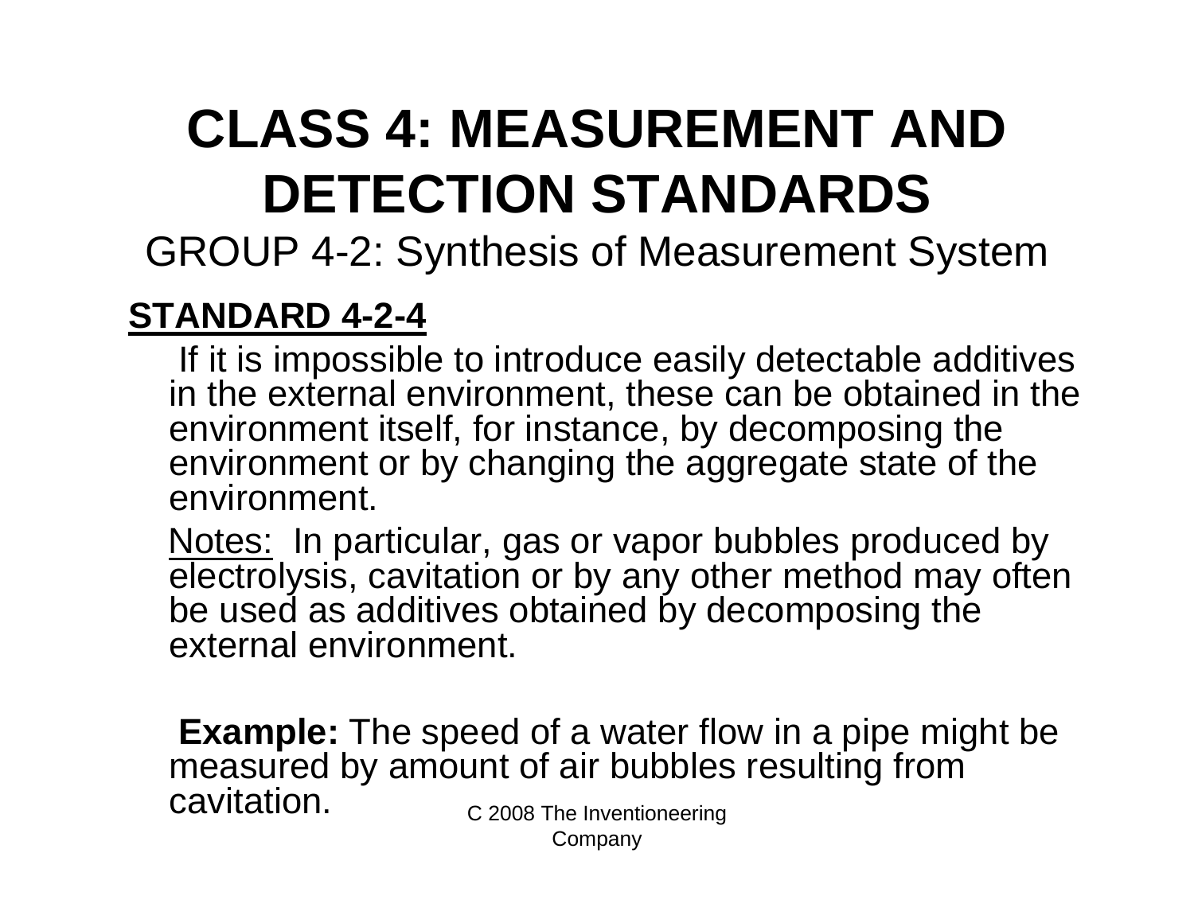# CLASS 4: MEASUREMENT AND DETECTION STANDARDS

## GROUP 4-2: Synthesis of Measurement System

**STANDARD 4-2-4**

If it is impossible to introduce easily detectable additives in the external environment, these can be obtained in the environment itself, for instance, by decomposing the environment or by changing the aggregate state of the environment.

Notes: In particular, gas or vapor bubbles produced by electrolysis, cavitation or by any other method may often be used as additives obtained by decomposing the external environment.

**Example:** The speed of a water flow in a pipe might be measured by amount of air bubbles resulting from cavitation.

C 2008 The Inventioneering Company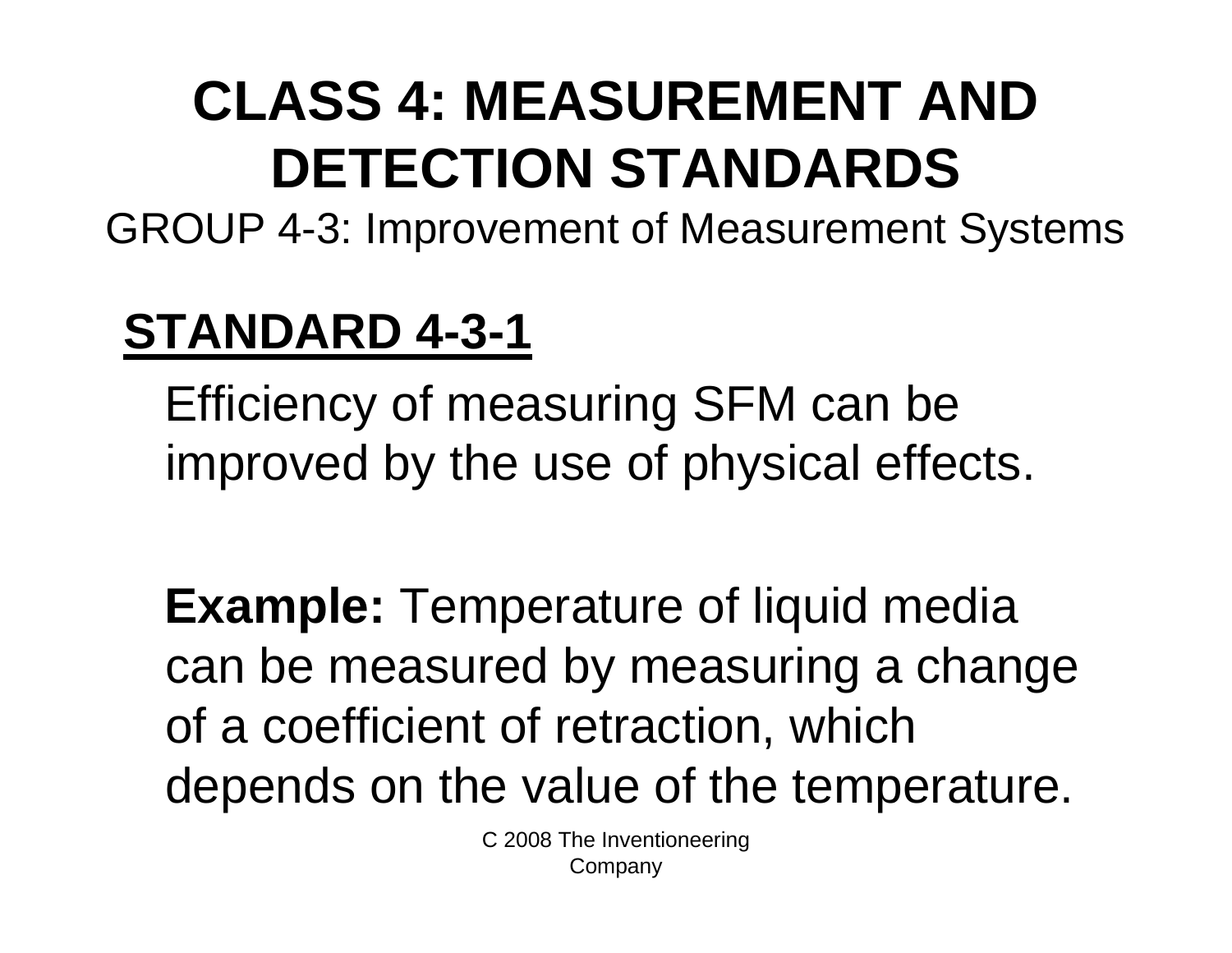# CLASS 4: MEASUREMENT AND DETECTION STANDARDS

GROUP 4-3: Improvement of Measurement Systems

## STANDARD 4-3-1

Efficiency of measuring SFM can be improved by the use of physical effects.

**Example:** Temperature of liquid media can be measured by measuring a change of a coefficient of retraction, which depends on the value of the temperature.

C 2008 The Inventioneering Company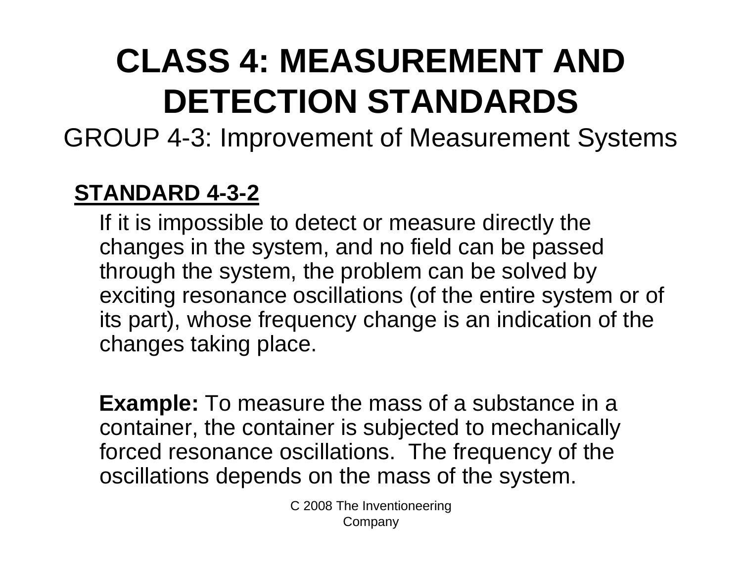# CLASS 4: MEASUREMENT AND DETECTION STANDARDS

## GROUP 4-3: Improvement of Measurement Systems

### STANDARD 4-3-2

If it is impossible to detect or measure directly the changes in the system, and no field can be passed through the system, the problem can be solved by exciting resonance oscillations (of the entire system or of its part), whose frequency change is an indication of the changes taking place.

**Example:** To measure the mass of a substance in a container, the container is subjected to mechanically forced resonance oscillations. The frequency of the oscillations depends on the mass of the system.

C 2008 The Inventioneering Company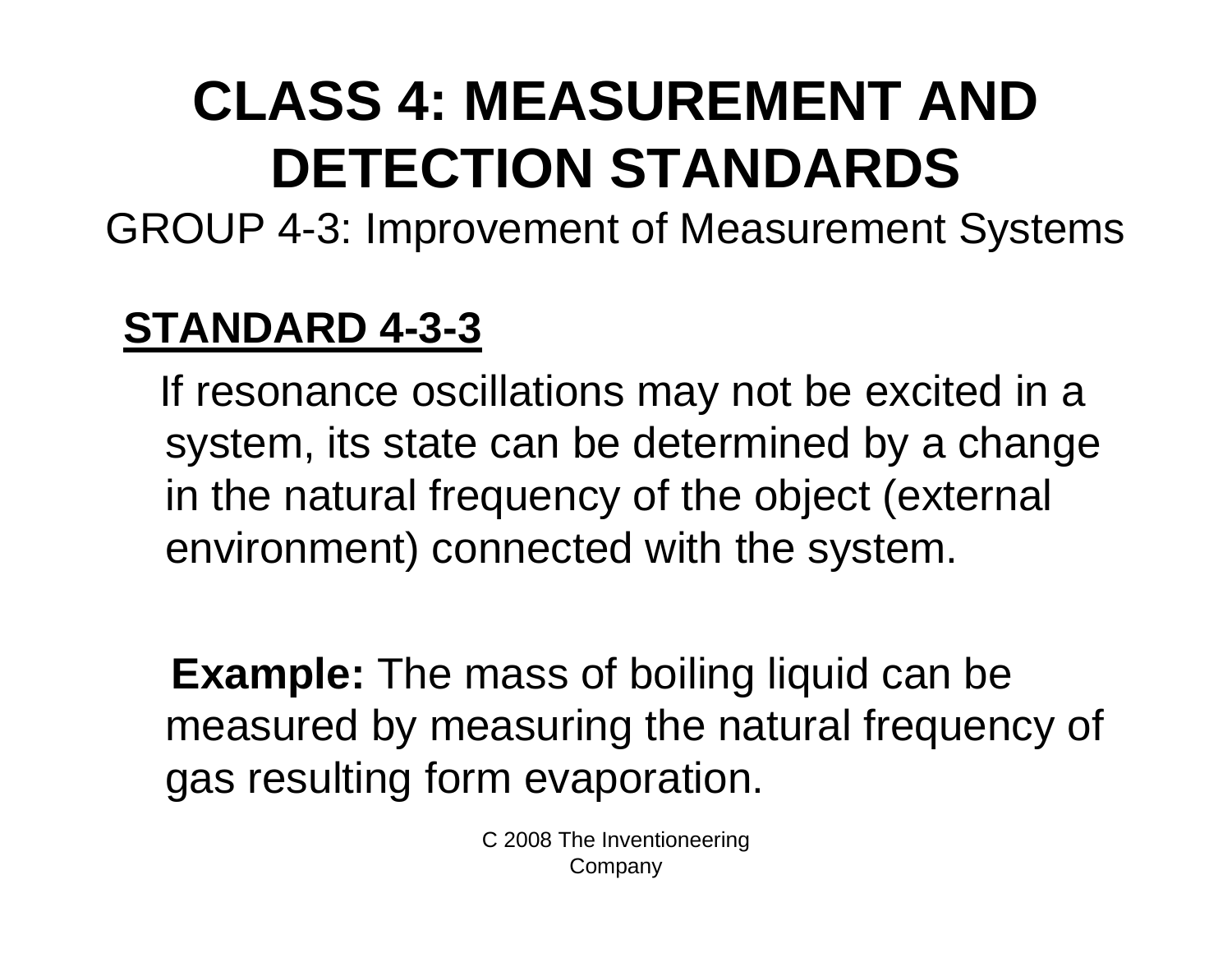# CLASS 4: MEASUREMENT AND DETECTION STANDARDS

GROUP 4-3: Improvement of Measurement Systems

## STANDARD 4-3-3

If resonance oscillations may not be excited in a system, its state can be determined by a change in the natural frequency of the object (external environment) connected with the system.

**Example:** The mass of boiling liquid can be measured by measuring the natural frequency of gas resulting form evaporation.

C 2008 The Inventioneering Company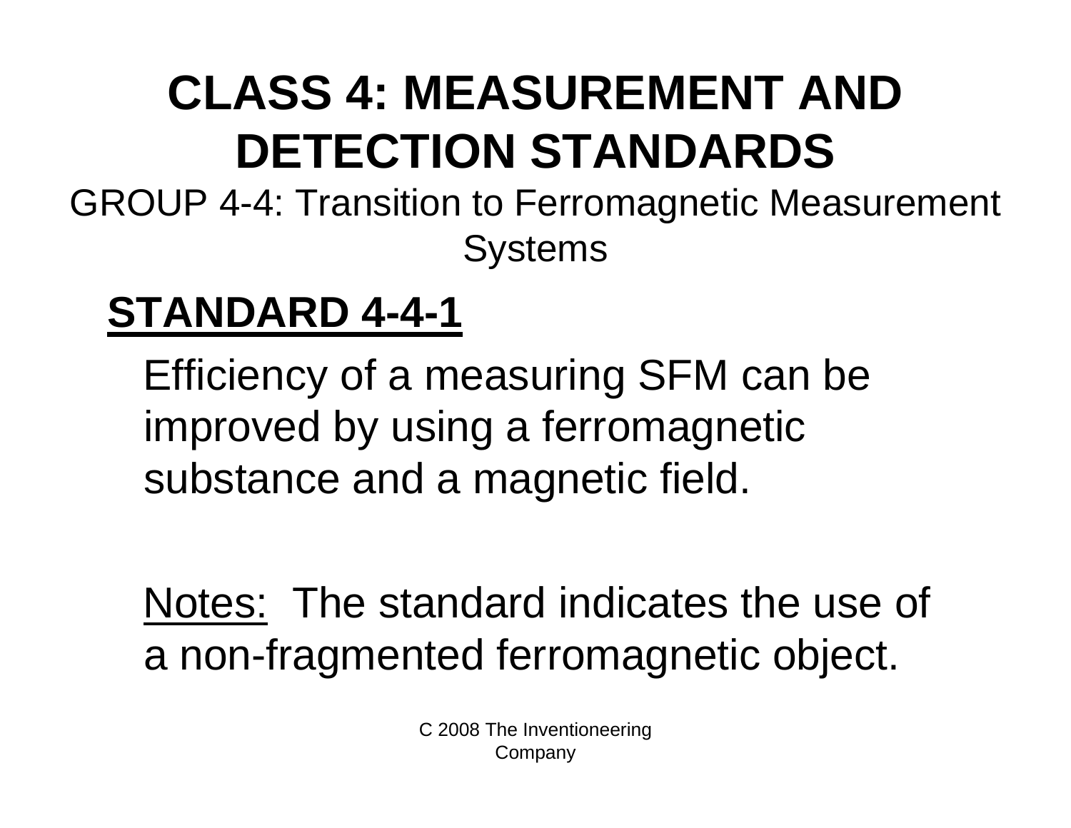# CLASS 4: MEASUREMENT AND DETECTION STANDARDS

GROUP 4-4: Transition to Ferromagnetic Measurement Systems

## STANDARD 4-4-1

Efficiency of a measuring SFM can be improved by using a ferromagnetic substance and a magnetic field.

Notes: The standard indicates the use of a non-fragmented ferromagnetic object.

C 2008 The Inventioneering Company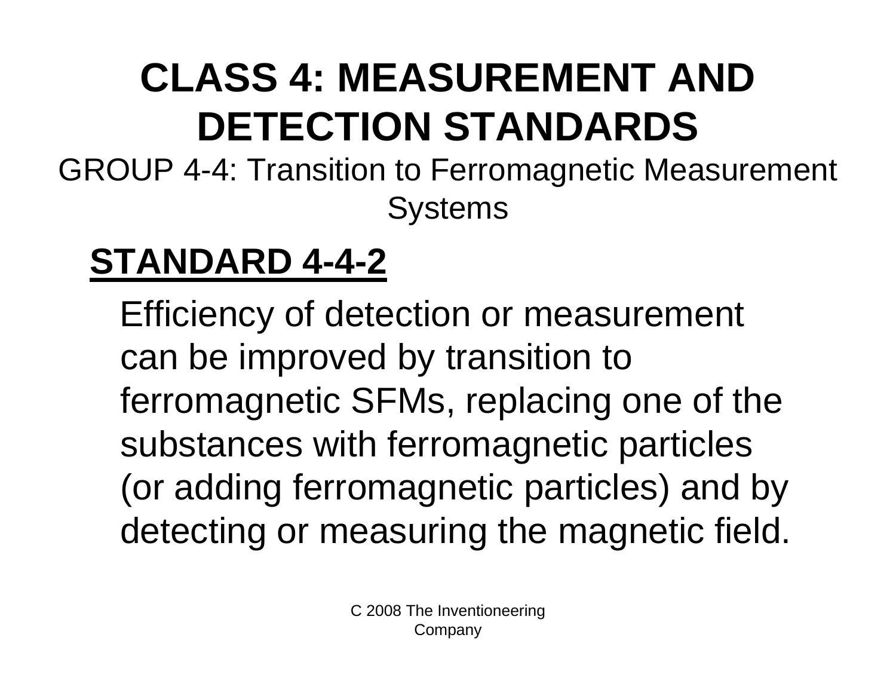# CLASS 4: MEASUREMENT AND DETECTION STANDARDS

GROUP 4-4: Transition to Ferromagnetic Measurement Systems

## <u>STANDARD 4-4-2</u>

Efficiency of detection or measurement can be improved by transition to ferromagnetic SFMs, replacing one of the substances with ferromagnetic particles (or adding ferromagnetic particles) and by detecting or measuring the magnetic field.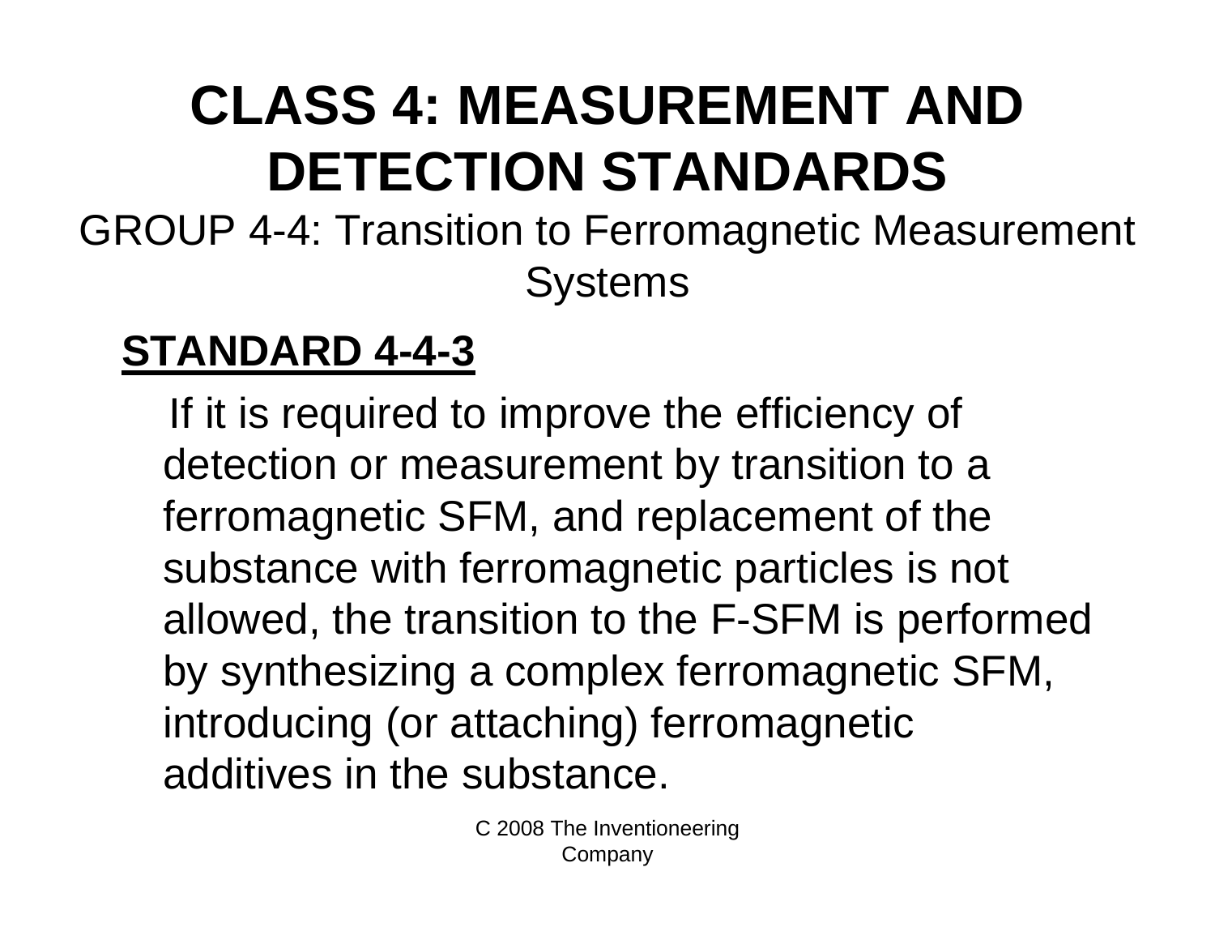# CLASS 4: MEASUREMENT AND DETECTION STANDARDS

GROUP 4-4: Transition to Ferromagnetic Measurement Systems

## STANDARD 4-4-3

If it is required to improve the efficiency of detection or measurement by transition to a ferromagnetic SFM, and replacement of the substance with ferromagnetic particles is not allowed, the transition to the F-SFM is performed by synthesizing a complex ferromagnetic SFM, introducing (or attaching) ferromagnetic additives in the substance.

C 2008 The Inventioneering Company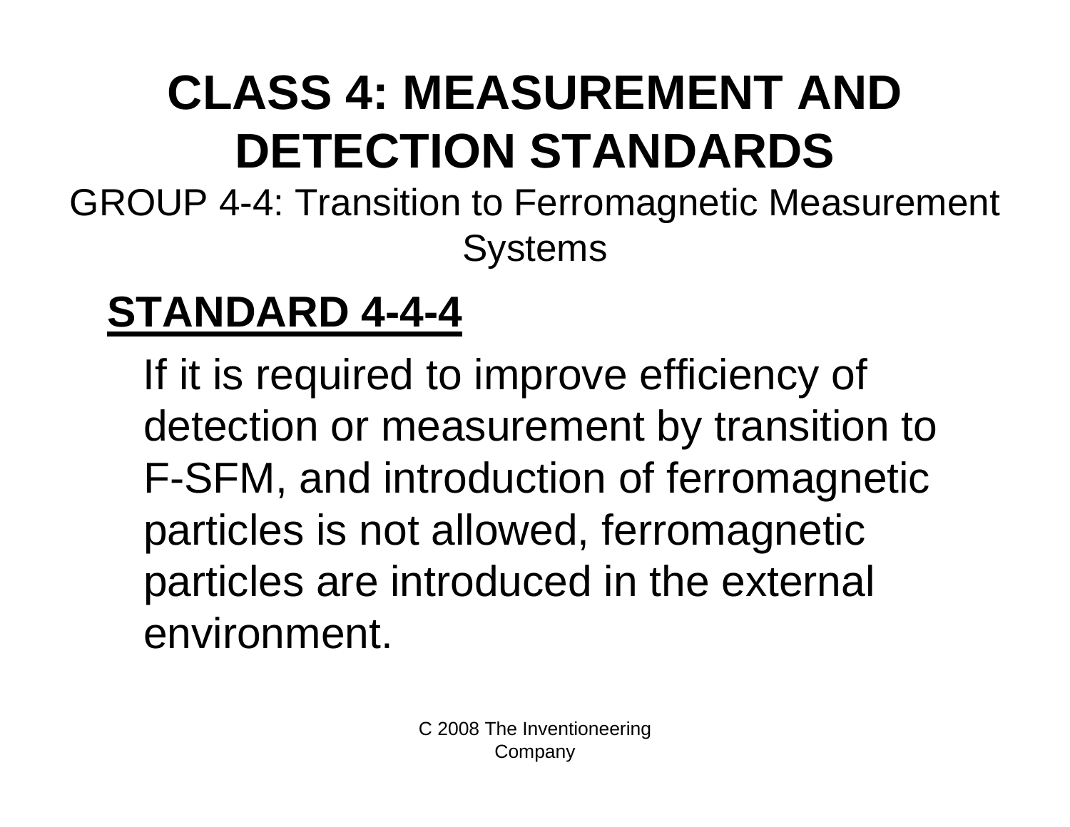# CLASS 4: MEASUREMENT AND DETECTION STANDARDS

GROUP 4-4: Transition to Ferromagnetic Measurement Systems

## STANDARD 4-4-4

If it is required to improve efficiency of detection or measurement by transition to F-SFM, and introduction of ferromagnetic particles is not allowed, ferromagnetic particles are introduced in the external environment.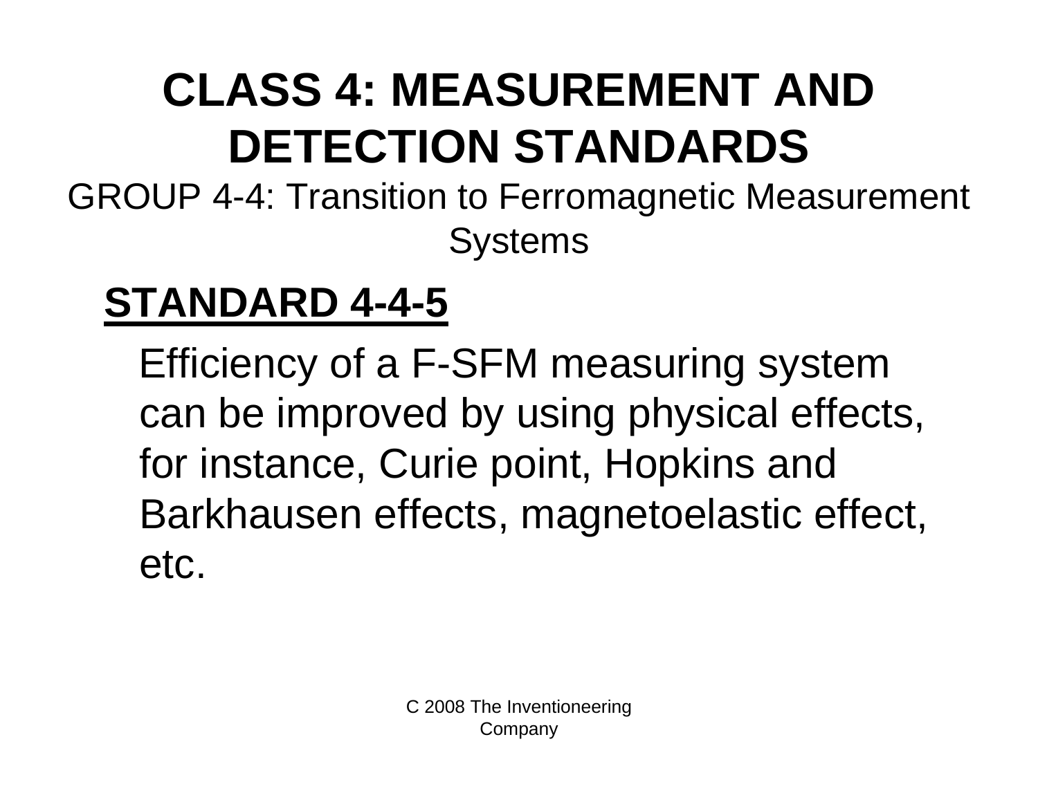# CLASS 4: MEASUREMENT AND DETECTION STANDARDS

GROUP 4-4: Transition to Ferromagnetic Measurement Systems

## STANDARD 4-4-5

Efficiency of a F-SFM measuring system can be improved by using physical effects, for instance, Curie point, Hopkins and Barkhausen effects, magnetoelastic effect, etc.

C 2008 The Inventioneering Company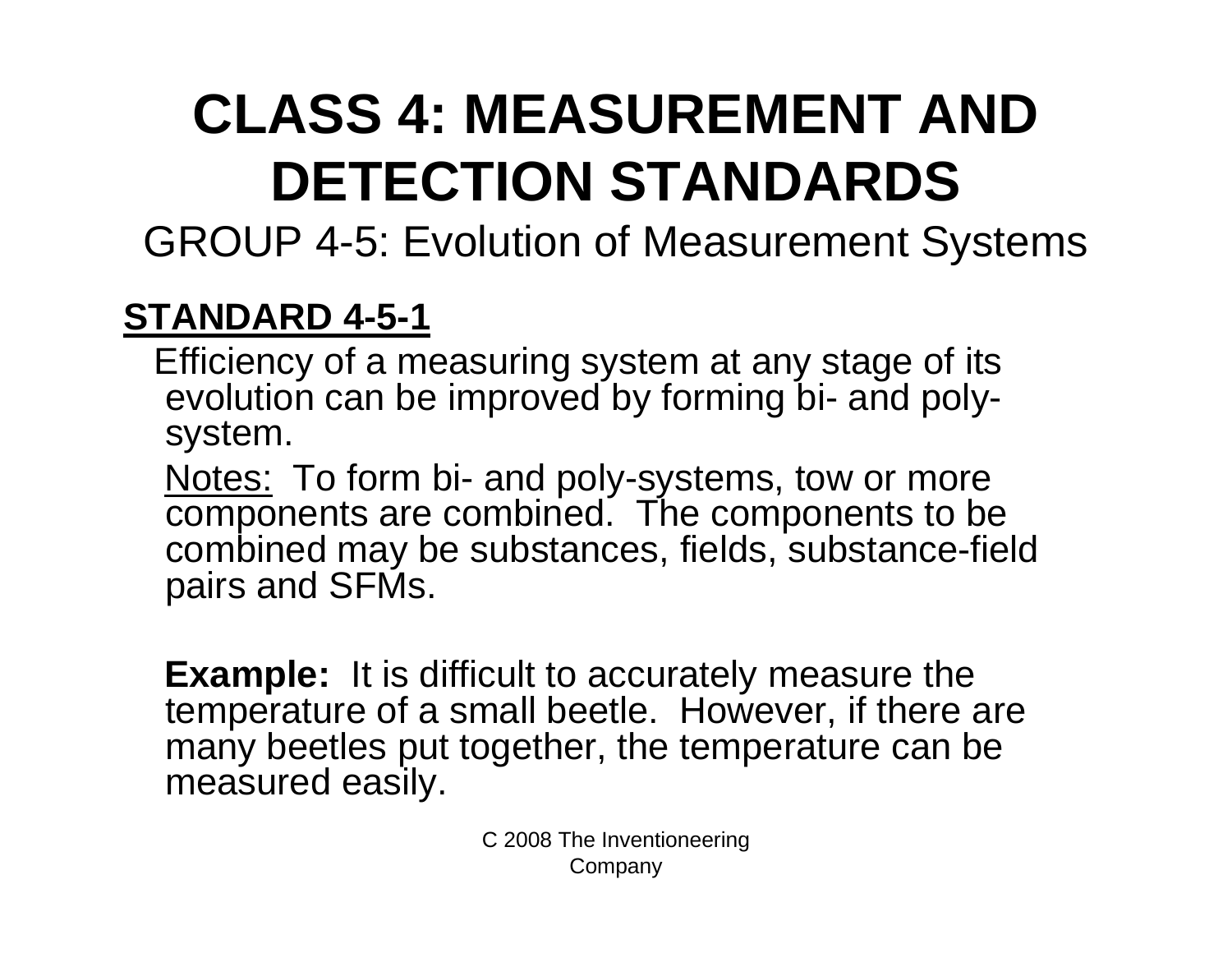# CLASS 4: MEASUREMENT AND DETECTION STANDARDS

## GROUP 4-5: Evolution of Measurement Systems

### STANDARD 4-5-1

Efficiency of a measuring system at any stage of its evolution can be improved by forming bi- and poly-system.

Notes: To form bi- and poly-systems, tow or more components are combined. The components to be combined may be substances, fields, substance-field pairs and SFMs.

**Example:** It is difficult to accurately measure the temperature of a small beetle. However, if there are many beetles put together, the temperature can be measured easily.

C 2008 The Inventioneering Company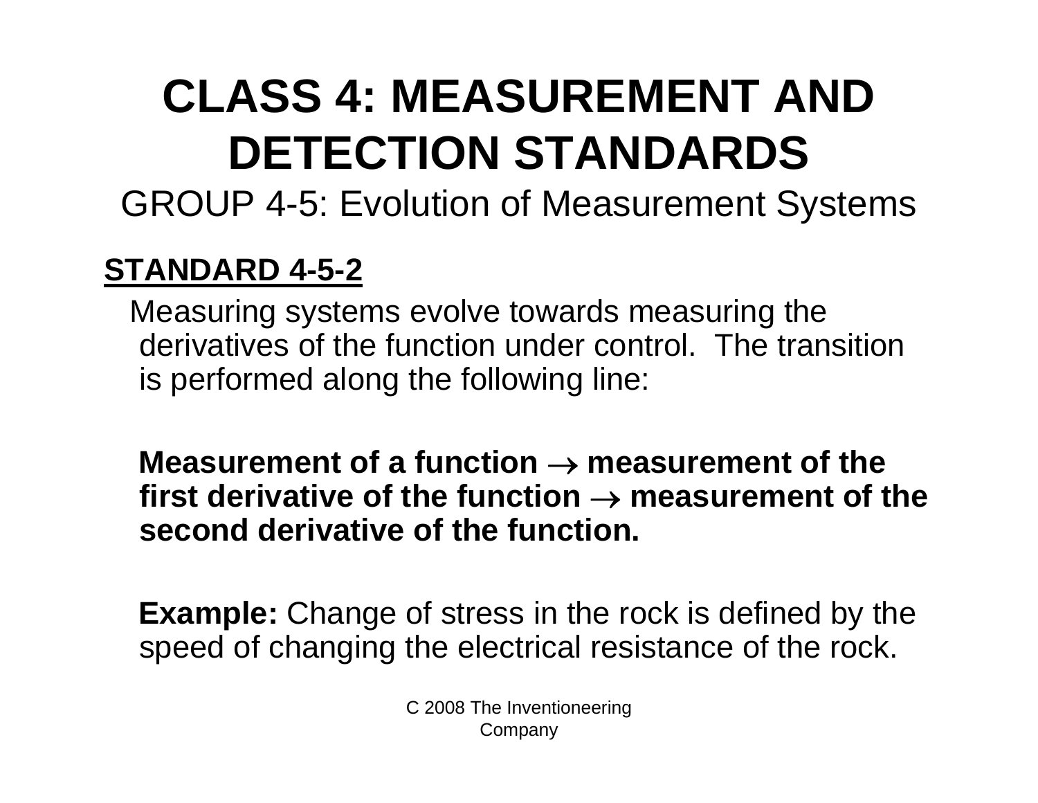# CLASS 4: MEASUREMENT AND DETECTION STANDARDS

## GROUP 4-5: Evolution of Measurement Systems

**STANDARD 4-5-2**

Measuring systems evolve towards measuring the derivatives of the function under control. The transition is performed along the following line:

**Measurement of a function → measurement of the first derivative of the function → measurement of the second derivative of the function.**

**Example:** Change of stress in the rock is defined by the speed of changing the electrical resistance of the rock.

C 2008 The Inventioneering Company